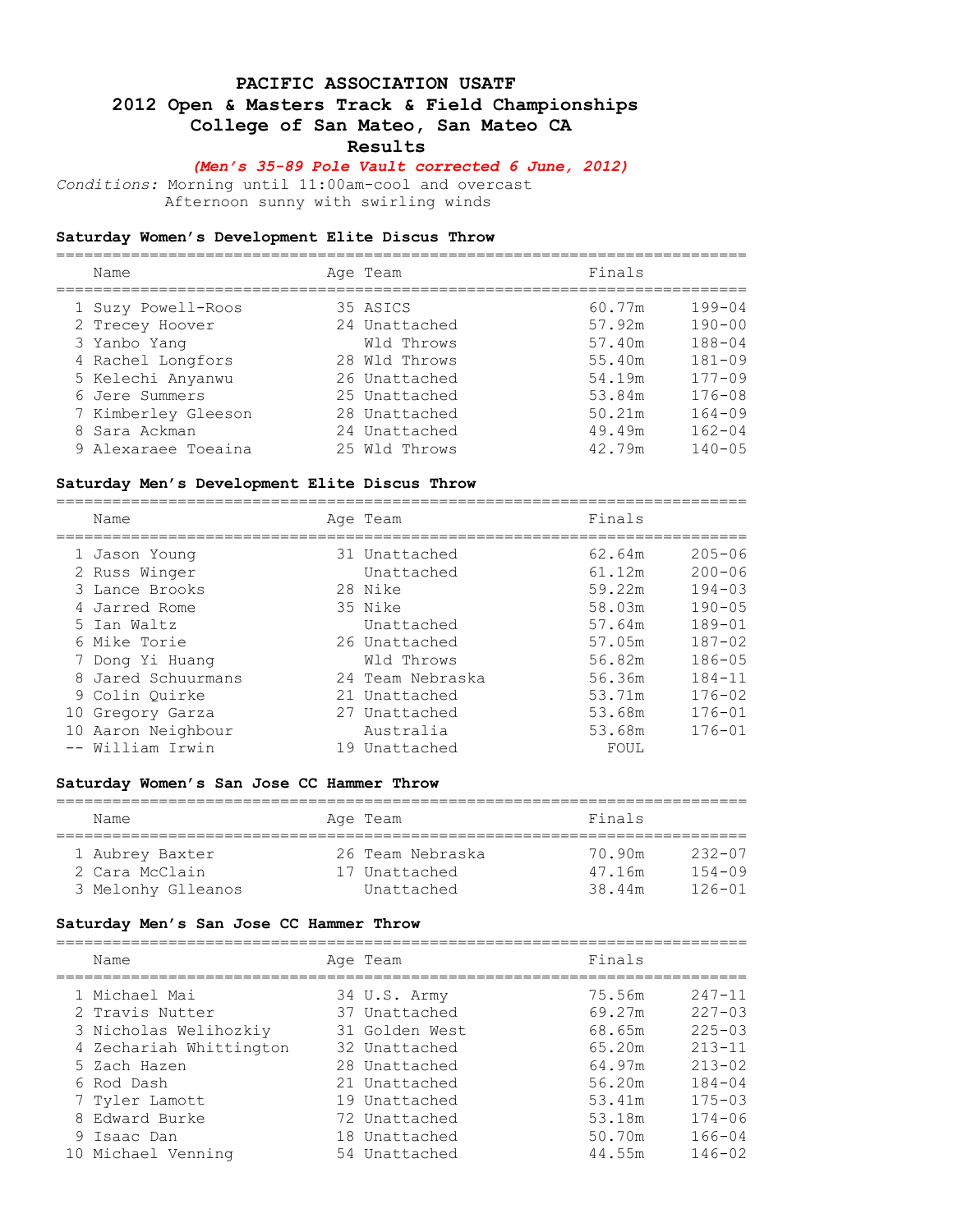# PACIFIC ASSOCIATION USATF
## 2012 Open & Masters Track & Field Championships
## College of San Mateo, San Mateo CA
## Results

***(Men's 35-89 Pole Vault corrected 6 June, 2012)***

*Conditions:* Morning until 11:00am-cool and overcast
Afternoon sunny with swirling winds

### Saturday Women's Development Elite Discus Throw

| | Name | Age | Team | Finals | |
|---|---|---|---|---|---|
| 1 | Suzy Powell-Roos | 35 | ASICS | 60.77m | 199-04 |
| 2 | Trecey Hoover | 24 | Unattached | 57.92m | 190-00 |
| 3 | Yanbo Yang | | Wld Throws | 57.40m | 188-04 |
| 4 | Rachel Longfors | 28 | Wld Throws | 55.40m | 181-09 |
| 5 | Kelechi Anyanwu | 26 | Unattached | 54.19m | 177-09 |
| 6 | Jere Summers | 25 | Unattached | 53.84m | 176-08 |
| 7 | Kimberley Gleeson | 28 | Unattached | 50.21m | 164-09 |
| 8 | Sara Ackman | 24 | Unattached | 49.49m | 162-04 |
| 9 | Alexaraee Toeaina | 25 | Wld Throws | 42.79m | 140-05 |

### Saturday Men's Development Elite Discus Throw

| | Name | Age | Team | Finals | |
|---|---|---|---|---|---|
| 1 | Jason Young | 31 | Unattached | 62.64m | 205-06 |
| 2 | Russ Winger | | Unattached | 61.12m | 200-06 |
| 3 | Lance Brooks | 28 | Nike | 59.22m | 194-03 |
| 4 | Jarred Rome | 35 | Nike | 58.03m | 190-05 |
| 5 | Ian Waltz | | Unattached | 57.64m | 189-01 |
| 6 | Mike Torie | 26 | Unattached | 57.05m | 187-02 |
| 7 | Dong Yi Huang | | Wld Throws | 56.82m | 186-05 |
| 8 | Jared Schuurmans | 24 | Team Nebraska | 56.36m | 184-11 |
| 9 | Colin Quirke | 21 | Unattached | 53.71m | 176-02 |
| 10 | Gregory Garza | 27 | Unattached | 53.68m | 176-01 |
| 10 | Aaron Neighbour | | Australia | 53.68m | 176-01 |
| -- | William Irwin | 19 | Unattached | FOUL | |

### Saturday Women's San Jose CC Hammer Throw

| | Name | Age | Team | Finals | |
|---|---|---|---|---|---|
| 1 | Aubrey Baxter | 26 | Team Nebraska | 70.90m | 232-07 |
| 2 | Cara McClain | 17 | Unattached | 47.16m | 154-09 |
| 3 | Melonhy Glleanos | | Unattached | 38.44m | 126-01 |

### Saturday Men's San Jose CC Hammer Throw

| | Name | Age | Team | Finals | |
|---|---|---|---|---|---|
| 1 | Michael Mai | 34 | U.S. Army | 75.56m | 247-11 |
| 2 | Travis Nutter | 37 | Unattached | 69.27m | 227-03 |
| 3 | Nicholas Welihozkiy | 31 | Golden West | 68.65m | 225-03 |
| 4 | Zechariah Whittington | 32 | Unattached | 65.20m | 213-11 |
| 5 | Zach Hazen | 28 | Unattached | 64.97m | 213-02 |
| 6 | Rod Dash | 21 | Unattached | 56.20m | 184-04 |
| 7 | Tyler Lamott | 19 | Unattached | 53.41m | 175-03 |
| 8 | Edward Burke | 72 | Unattached | 53.18m | 174-06 |
| 9 | Isaac Dan | 18 | Unattached | 50.70m | 166-04 |
| 10 | Michael Venning | 54 | Unattached | 44.55m | 146-02 |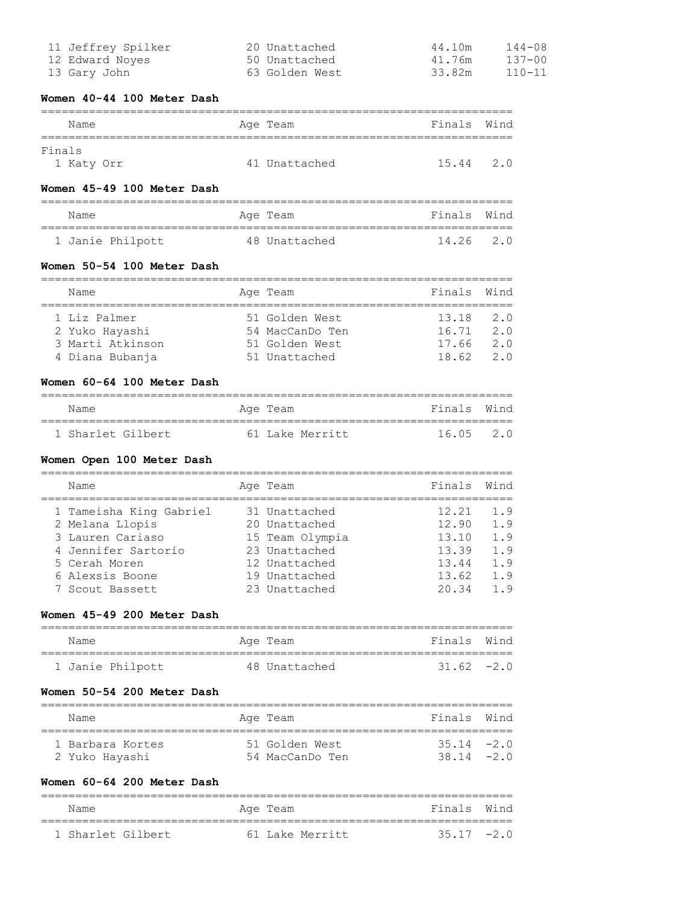| | Name | Age | Team | | |
|---|---|---|---|---|---|
| 11 | Jeffrey Spilker | 20 | Unattached | 44.10m | 144-08 |
| 12 | Edward Noyes | 50 | Unattached | 41.76m | 137-00 |
| 13 | Gary John | 63 | Golden West | 33.82m | 110-11 |

### Women 40-44 100 Meter Dash

Finals

| | Name | Age | Team | Finals | Wind |
|---|---|---|---|---|---|
| 1 | Katy Orr | 41 | Unattached | 15.44 | 2.0 |

### Women 45-49 100 Meter Dash

| | Name | Age | Team | Finals | Wind |
|---|---|---|---|---|---|
| 1 | Janie Philpott | 48 | Unattached | 14.26 | 2.0 |

### Women 50-54 100 Meter Dash

| | Name | Age | Team | Finals | Wind |
|---|---|---|---|---|---|
| 1 | Liz Palmer | 51 | Golden West | 13.18 | 2.0 |
| 2 | Yuko Hayashi | 54 | MacCanDo Ten | 16.71 | 2.0 |
| 3 | Marti Atkinson | 51 | Golden West | 17.66 | 2.0 |
| 4 | Diana Bubanja | 51 | Unattached | 18.62 | 2.0 |

### Women 60-64 100 Meter Dash

| | Name | Age | Team | Finals | Wind |
|---|---|---|---|---|---|
| 1 | Sharlet Gilbert | 61 | Lake Merritt | 16.05 | 2.0 |

### Women Open 100 Meter Dash

| | Name | Age | Team | Finals | Wind |
|---|---|---|---|---|---|
| 1 | Tameisha King Gabriel | 31 | Unattached | 12.21 | 1.9 |
| 2 | Melana Llopis | 20 | Unattached | 12.90 | 1.9 |
| 3 | Lauren Cariaso | 15 | Team Olympia | 13.10 | 1.9 |
| 4 | Jennifer Sartorio | 23 | Unattached | 13.39 | 1.9 |
| 5 | Cerah Moren | 12 | Unattached | 13.44 | 1.9 |
| 6 | Alexsis Boone | 19 | Unattached | 13.62 | 1.9 |
| 7 | Scout Bassett | 23 | Unattached | 20.34 | 1.9 |

### Women 45-49 200 Meter Dash

| | Name | Age | Team | Finals | Wind |
|---|---|---|---|---|---|
| 1 | Janie Philpott | 48 | Unattached | 31.62 | -2.0 |

### Women 50-54 200 Meter Dash

| | Name | Age | Team | Finals | Wind |
|---|---|---|---|---|---|
| 1 | Barbara Kortes | 51 | Golden West | 35.14 | -2.0 |
| 2 | Yuko Hayashi | 54 | MacCanDo Ten | 38.14 | -2.0 |

### Women 60-64 200 Meter Dash

| | Name | Age | Team | Finals | Wind |
|---|---|---|---|---|---|
| 1 | Sharlet Gilbert | 61 | Lake Merritt | 35.17 | -2.0 |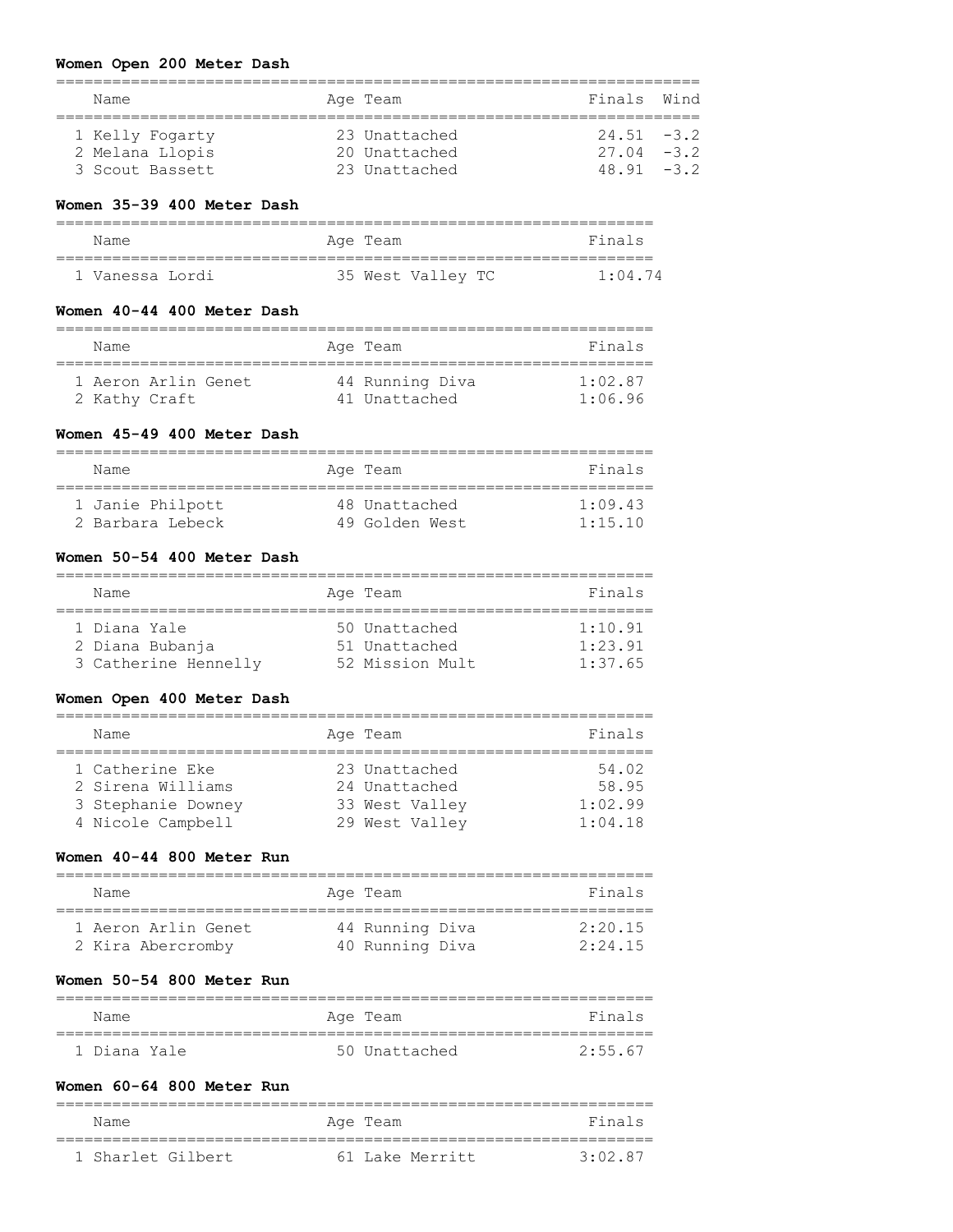#### Women Open 200 Meter Dash

| | Name | Age | Team | Finals | Wind |
|---|---|---|---|---|---|
| 1 | Kelly Fogarty | 23 | Unattached | 24.51 | -3.2 |
| 2 | Melana Llopis | 20 | Unattached | 27.04 | -3.2 |
| 3 | Scout Bassett | 23 | Unattached | 48.91 | -3.2 |

#### Women 35-39 400 Meter Dash

| | Name | Age | Team | Finals |
|---|---|---|---|---|
| 1 | Vanessa Lordi | 35 | West Valley TC | 1:04.74 |

#### Women 40-44 400 Meter Dash

| | Name | Age | Team | Finals |
|---|---|---|---|---|
| 1 | Aeron Arlin Genet | 44 | Running Diva | 1:02.87 |
| 2 | Kathy Craft | 41 | Unattached | 1:06.96 |

#### Women 45-49 400 Meter Dash

| | Name | Age | Team | Finals |
|---|---|---|---|---|
| 1 | Janie Philpott | 48 | Unattached | 1:09.43 |
| 2 | Barbara Lebeck | 49 | Golden West | 1:15.10 |

#### Women 50-54 400 Meter Dash

| | Name | Age | Team | Finals |
|---|---|---|---|---|
| 1 | Diana Yale | 50 | Unattached | 1:10.91 |
| 2 | Diana Bubanja | 51 | Unattached | 1:23.91 |
| 3 | Catherine Hennelly | 52 | Mission Mult | 1:37.65 |

#### Women Open 400 Meter Dash

| | Name | Age | Team | Finals |
|---|---|---|---|---|
| 1 | Catherine Eke | 23 | Unattached | 54.02 |
| 2 | Sirena Williams | 24 | Unattached | 58.95 |
| 3 | Stephanie Downey | 33 | West Valley | 1:02.99 |
| 4 | Nicole Campbell | 29 | West Valley | 1:04.18 |

#### Women 40-44 800 Meter Run

| | Name | Age | Team | Finals |
|---|---|---|---|---|
| 1 | Aeron Arlin Genet | 44 | Running Diva | 2:20.15 |
| 2 | Kira Abercromby | 40 | Running Diva | 2:24.15 |

#### Women 50-54 800 Meter Run

| | Name | Age | Team | Finals |
|---|---|---|---|---|
| 1 | Diana Yale | 50 | Unattached | 2:55.67 |

#### Women 60-64 800 Meter Run

| | Name | Age | Team | Finals |
|---|---|---|---|---|
| 1 | Sharlet Gilbert | 61 | Lake Merritt | 3:02.87 |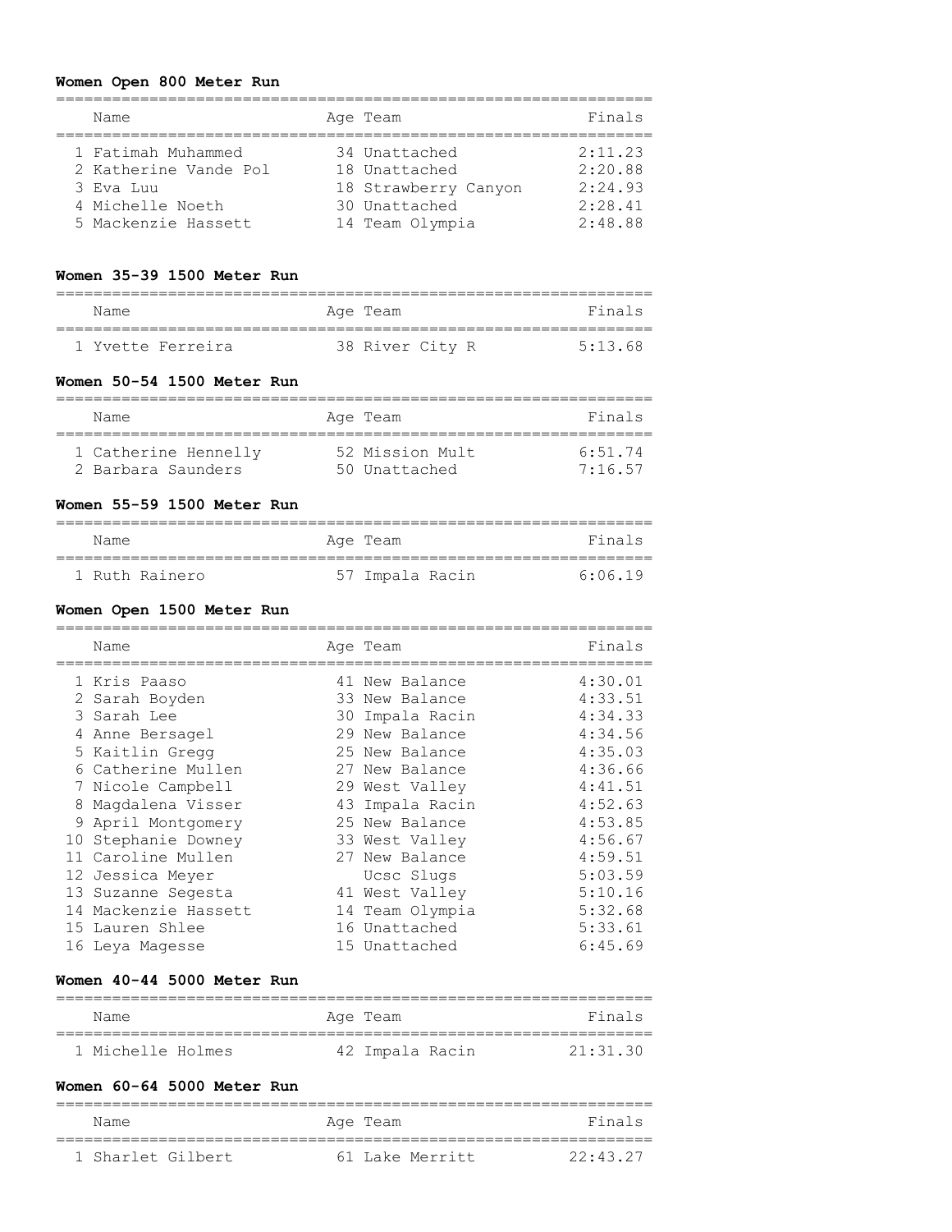**Women Open 800 Meter Run**

| | Name | Age | Team | Finals |
|---|---|---|---|---|
| 1 | Fatimah Muhammed | 34 | Unattached | 2:11.23 |
| 2 | Katherine Vande Pol | 18 | Unattached | 2:20.88 |
| 3 | Eva Luu | 18 | Strawberry Canyon | 2:24.93 |
| 4 | Michelle Noeth | 30 | Unattached | 2:28.41 |
| 5 | Mackenzie Hassett | 14 | Team Olympia | 2:48.88 |

**Women 35-39 1500 Meter Run**

| | Name | Age | Team | Finals |
|---|---|---|---|---|
| 1 | Yvette Ferreira | 38 | River City R | 5:13.68 |

**Women 50-54 1500 Meter Run**

| | Name | Age | Team | Finals |
|---|---|---|---|---|
| 1 | Catherine Hennelly | 52 | Mission Mult | 6:51.74 |
| 2 | Barbara Saunders | 50 | Unattached | 7:16.57 |

**Women 55-59 1500 Meter Run**

| | Name | Age | Team | Finals |
|---|---|---|---|---|
| 1 | Ruth Rainero | 57 | Impala Racin | 6:06.19 |

**Women Open 1500 Meter Run**

| | Name | Age | Team | Finals |
|---|---|---|---|---|
| 1 | Kris Paaso | 41 | New Balance | 4:30.01 |
| 2 | Sarah Boyden | 33 | New Balance | 4:33.51 |
| 3 | Sarah Lee | 30 | Impala Racin | 4:34.33 |
| 4 | Anne Bersagel | 29 | New Balance | 4:34.56 |
| 5 | Kaitlin Gregg | 25 | New Balance | 4:35.03 |
| 6 | Catherine Mullen | 27 | New Balance | 4:36.66 |
| 7 | Nicole Campbell | 29 | West Valley | 4:41.51 |
| 8 | Magdalena Visser | 43 | Impala Racin | 4:52.63 |
| 9 | April Montgomery | 25 | New Balance | 4:53.85 |
| 10 | Stephanie Downey | 33 | West Valley | 4:56.67 |
| 11 | Caroline Mullen | 27 | New Balance | 4:59.51 |
| 12 | Jessica Meyer | | Ucsc Slugs | 5:03.59 |
| 13 | Suzanne Segesta | 41 | West Valley | 5:10.16 |
| 14 | Mackenzie Hassett | 14 | Team Olympia | 5:32.68 |
| 15 | Lauren Shlee | 16 | Unattached | 5:33.61 |
| 16 | Leya Magesse | 15 | Unattached | 6:45.69 |

**Women 40-44 5000 Meter Run**

| | Name | Age | Team | Finals |
|---|---|---|---|---|
| 1 | Michelle Holmes | 42 | Impala Racin | 21:31.30 |

**Women 60-64 5000 Meter Run**

| | Name | Age | Team | Finals |
|---|---|---|---|---|
| 1 | Sharlet Gilbert | 61 | Lake Merritt | 22:43.27 |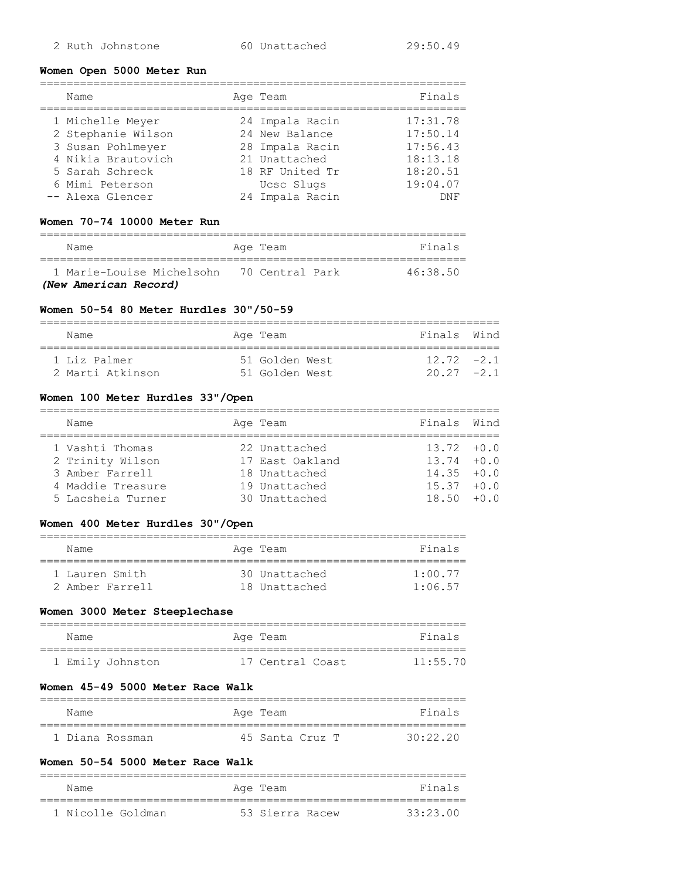| Place | Name | Age | Team | Finals |
| --- | --- | --- | --- | --- |
| 2 | Ruth Johnstone | 60 | Unattached | 29:50.49 |

**Women Open 5000 Meter Run**

| Place | Name | Age | Team | Finals |
| --- | --- | --- | --- | --- |
| 1 | Michelle Meyer | 24 | Impala Racin | 17:31.78 |
| 2 | Stephanie Wilson | 24 | New Balance | 17:50.14 |
| 3 | Susan Pohlmeyer | 28 | Impala Racin | 17:56.43 |
| 4 | Nikia Brautovich | 21 | Unattached | 18:13.18 |
| 5 | Sarah Schreck | 18 | RF United Tr | 18:20.51 |
| 6 | Mimi Peterson | | Ucsc Slugs | 19:04.07 |
| -- | Alexa Glencer | 24 | Impala Racin | DNF |

**Women 70-74 10000 Meter Run**

| Place | Name | Age | Team | Finals |
| --- | --- | --- | --- | --- |
| 1 | Marie-Louise Michelsohn | 70 | Central Park | 46:38.50 |

*(New American Record)*

**Women 50-54 80 Meter Hurdles 30"/50-59**

| Place | Name | Age | Team | Finals | Wind |
| --- | --- | --- | --- | --- | --- |
| 1 | Liz Palmer | 51 | Golden West | 12.72 | -2.1 |
| 2 | Marti Atkinson | 51 | Golden West | 20.27 | -2.1 |

**Women 100 Meter Hurdles 33"/Open**

| Place | Name | Age | Team | Finals | Wind |
| --- | --- | --- | --- | --- | --- |
| 1 | Vashti Thomas | 22 | Unattached | 13.72 | +0.0 |
| 2 | Trinity Wilson | 17 | East Oakland | 13.74 | +0.0 |
| 3 | Amber Farrell | 18 | Unattached | 14.35 | +0.0 |
| 4 | Maddie Treasure | 19 | Unattached | 15.37 | +0.0 |
| 5 | Lacsheia Turner | 30 | Unattached | 18.50 | +0.0 |

**Women 400 Meter Hurdles 30"/Open**

| Place | Name | Age | Team | Finals |
| --- | --- | --- | --- | --- |
| 1 | Lauren Smith | 30 | Unattached | 1:00.77 |
| 2 | Amber Farrell | 18 | Unattached | 1:06.57 |

**Women 3000 Meter Steeplechase**

| Place | Name | Age | Team | Finals |
| --- | --- | --- | --- | --- |
| 1 | Emily Johnston | 17 | Central Coast | 11:55.70 |

**Women 45-49 5000 Meter Race Walk**

| Place | Name | Age | Team | Finals |
| --- | --- | --- | --- | --- |
| 1 | Diana Rossman | 45 | Santa Cruz T | 30:22.20 |

**Women 50-54 5000 Meter Race Walk**

| Place | Name | Age | Team | Finals |
| --- | --- | --- | --- | --- |
| 1 | Nicolle Goldman | 53 | Sierra Racew | 33:23.00 |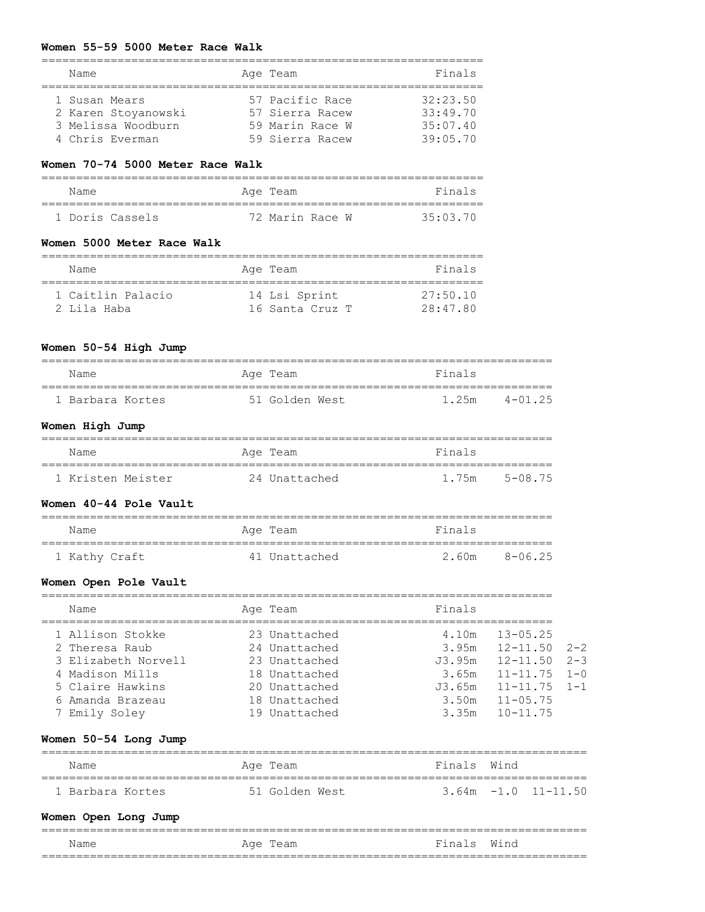**Women 55-59 5000 Meter Race Walk**

| | Name | Age | Team | Finals |
|---|---|---|---|---|
| 1 | Susan Mears | 57 | Pacific Race | 32:23.50 |
| 2 | Karen Stoyanowski | 57 | Sierra Racew | 33:49.70 |
| 3 | Melissa Woodburn | 59 | Marin Race W | 35:07.40 |
| 4 | Chris Everman | 59 | Sierra Racew | 39:05.70 |

**Women 70-74 5000 Meter Race Walk**

| | Name | Age | Team | Finals |
|---|---|---|---|---|
| 1 | Doris Cassels | 72 | Marin Race W | 35:03.70 |

**Women 5000 Meter Race Walk**

| | Name | Age | Team | Finals |
|---|---|---|---|---|
| 1 | Caitlin Palacio | 14 | Lsi Sprint | 27:50.10 |
| 2 | Lila Haba | 16 | Santa Cruz T | 28:47.80 |

**Women 50-54 High Jump**

| | Name | Age | Team | Finals | |
|---|---|---|---|---|---|
| 1 | Barbara Kortes | 51 | Golden West | 1.25m | 4-01.25 |

**Women High Jump**

| | Name | Age | Team | Finals | |
|---|---|---|---|---|---|
| 1 | Kristen Meister | 24 | Unattached | 1.75m | 5-08.75 |

**Women 40-44 Pole Vault**

| | Name | Age | Team | Finals | |
|---|---|---|---|---|---|
| 1 | Kathy Craft | 41 | Unattached | 2.60m | 8-06.25 |

**Women Open Pole Vault**

| | Name | Age | Team | Finals | | |
|---|---|---|---|---|---|---|
| 1 | Allison Stokke | 23 | Unattached | 4.10m | 13-05.25 | |
| 2 | Theresa Raub | 24 | Unattached | 3.95m | 12-11.50 | 2-2 |
| 3 | Elizabeth Norvell | 23 | Unattached | J3.95m | 12-11.50 | 2-3 |
| 4 | Madison Mills | 18 | Unattached | 3.65m | 11-11.75 | 1-0 |
| 5 | Claire Hawkins | 20 | Unattached | J3.65m | 11-11.75 | 1-1 |
| 6 | Amanda Brazeau | 18 | Unattached | 3.50m | 11-05.75 | |
| 7 | Emily Soley | 19 | Unattached | 3.35m | 10-11.75 | |

**Women 50-54 Long Jump**

| | Name | Age | Team | Finals | Wind | |
|---|---|---|---|---|---|---|
| 1 | Barbara Kortes | 51 | Golden West | 3.64m | -1.0 | 11-11.50 |

**Women Open Long Jump**

| | Name | Age | Team | Finals | Wind |
|---|---|---|---|---|---|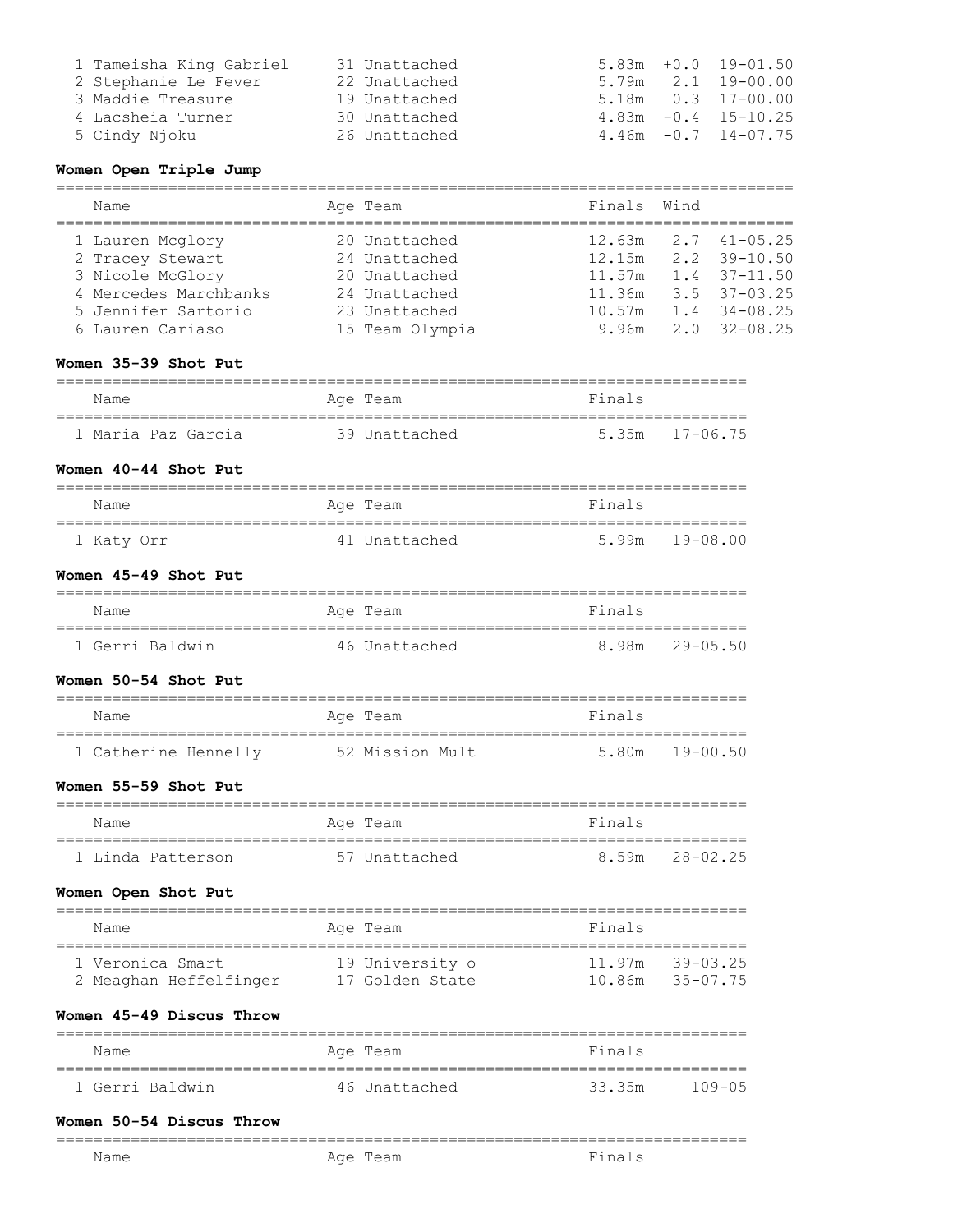| | Name | Age | Team | Finals | Wind | |
|---|---|---|---|---|---|---|
| 1 | Tameisha King Gabriel | 31 | Unattached | 5.83m | +0.0 | 19-01.50 |
| 2 | Stephanie Le Fever | 22 | Unattached | 5.79m | 2.1 | 19-00.00 |
| 3 | Maddie Treasure | 19 | Unattached | 5.18m | 0.3 | 17-00.00 |
| 4 | Lacsheia Turner | 30 | Unattached | 4.83m | -0.4 | 15-10.25 |
| 5 | Cindy Njoku | 26 | Unattached | 4.46m | -0.7 | 14-07.75 |

**Women Open Triple Jump**

| | Name | Age | Team | Finals | Wind | |
|---|---|---|---|---|---|---|
| 1 | Lauren Mcglory | 20 | Unattached | 12.63m | 2.7 | 41-05.25 |
| 2 | Tracey Stewart | 24 | Unattached | 12.15m | 2.2 | 39-10.50 |
| 3 | Nicole McGlory | 20 | Unattached | 11.57m | 1.4 | 37-11.50 |
| 4 | Mercedes Marchbanks | 24 | Unattached | 11.36m | 3.5 | 37-03.25 |
| 5 | Jennifer Sartorio | 23 | Unattached | 10.57m | 1.4 | 34-08.25 |
| 6 | Lauren Cariaso | 15 | Team Olympia | 9.96m | 2.0 | 32-08.25 |

**Women 35-39 Shot Put**

| | Name | Age | Team | Finals | |
|---|---|---|---|---|---|
| 1 | Maria Paz Garcia | 39 | Unattached | 5.35m | 17-06.75 |

**Women 40-44 Shot Put**

| | Name | Age | Team | Finals | |
|---|---|---|---|---|---|
| 1 | Katy Orr | 41 | Unattached | 5.99m | 19-08.00 |

**Women 45-49 Shot Put**

| | Name | Age | Team | Finals | |
|---|---|---|---|---|---|
| 1 | Gerri Baldwin | 46 | Unattached | 8.98m | 29-05.50 |

**Women 50-54 Shot Put**

| | Name | Age | Team | Finals | |
|---|---|---|---|---|---|
| 1 | Catherine Hennelly | 52 | Mission Mult | 5.80m | 19-00.50 |

**Women 55-59 Shot Put**

| | Name | Age | Team | Finals | |
|---|---|---|---|---|---|
| 1 | Linda Patterson | 57 | Unattached | 8.59m | 28-02.25 |

**Women Open Shot Put**

| | Name | Age | Team | Finals | |
|---|---|---|---|---|---|
| 1 | Veronica Smart | 19 | University o | 11.97m | 39-03.25 |
| 2 | Meaghan Heffelfinger | 17 | Golden State | 10.86m | 35-07.75 |

**Women 45-49 Discus Throw**

| | Name | Age | Team | Finals | |
|---|---|---|---|---|---|
| 1 | Gerri Baldwin | 46 | Unattached | 33.35m | 109-05 |

**Women 50-54 Discus Throw**

| Name | Age | Team | Finals |
|---|---|---|---|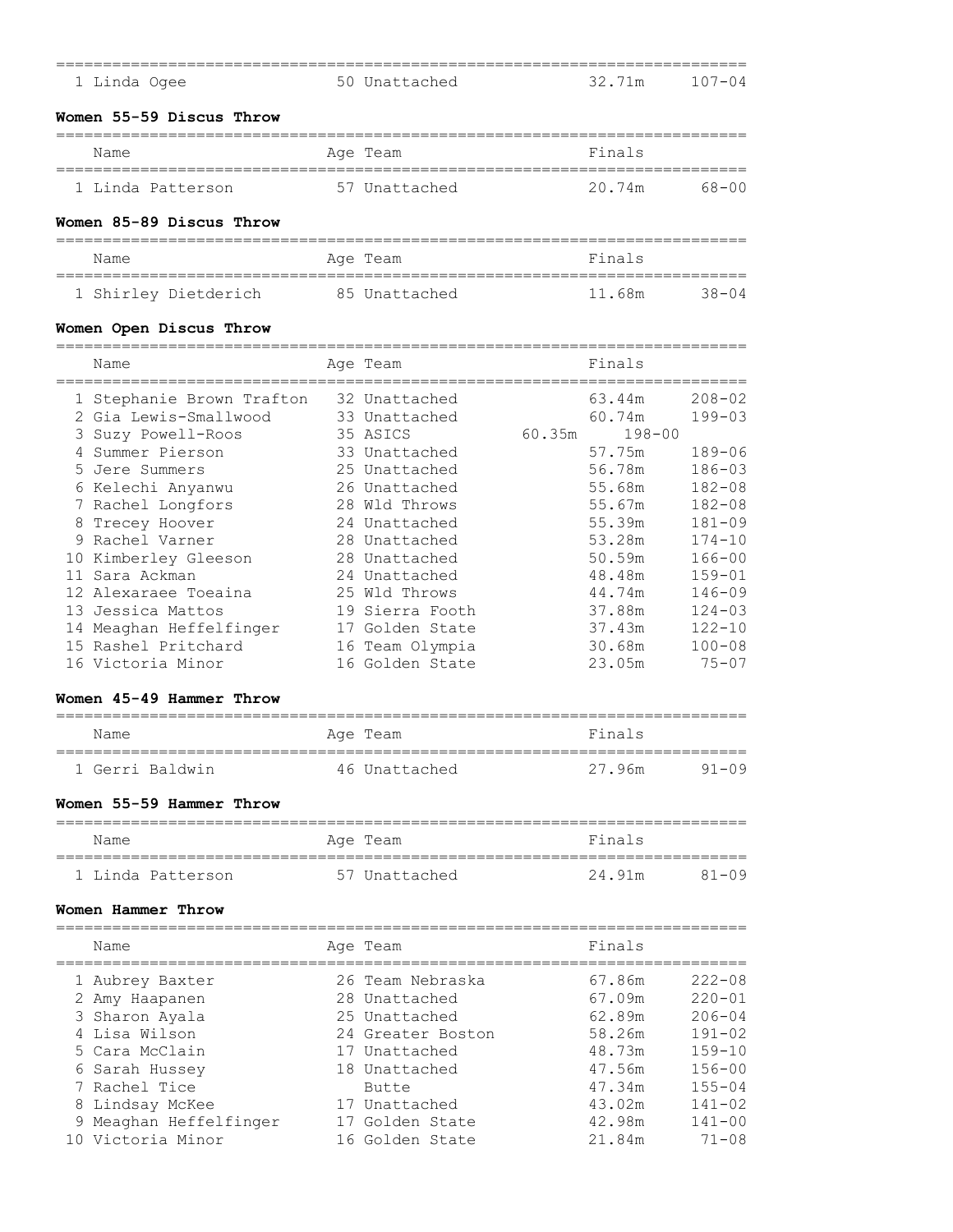| Name | Age | Team | Finals | |
|---|---|---|---|---|
| 1 Linda Ogee | 50 | Unattached | 32.71m | 107-04 |

### Women 55-59 Discus Throw

| Name | Age | Team | Finals | |
|---|---|---|---|---|
| 1 Linda Patterson | 57 | Unattached | 20.74m | 68-00 |

### Women 85-89 Discus Throw

| Name | Age | Team | Finals | |
|---|---|---|---|---|
| 1 Shirley Dietderich | 85 | Unattached | 11.68m | 38-04 |

### Women Open Discus Throw

| Name | Age | Team | Finals | |
|---|---|---|---|---|
| 1 Stephanie Brown Trafton | 32 | Unattached | 63.44m | 208-02 |
| 2 Gia Lewis-Smallwood | 33 | Unattached | 60.74m | 199-03 |
| 3 Suzy Powell-Roos | 35 | ASICS | 60.35m | 198-00 |
| 4 Summer Pierson | 33 | Unattached | 57.75m | 189-06 |
| 5 Jere Summers | 25 | Unattached | 56.78m | 186-03 |
| 6 Kelechi Anyanwu | 26 | Unattached | 55.68m | 182-08 |
| 7 Rachel Longfors | 28 | Wld Throws | 55.67m | 182-08 |
| 8 Trecey Hoover | 24 | Unattached | 55.39m | 181-09 |
| 9 Rachel Varner | 28 | Unattached | 53.28m | 174-10 |
| 10 Kimberley Gleeson | 28 | Unattached | 50.59m | 166-00 |
| 11 Sara Ackman | 24 | Unattached | 48.48m | 159-01 |
| 12 Alexaraee Toeaina | 25 | Wld Throws | 44.74m | 146-09 |
| 13 Jessica Mattos | 19 | Sierra Footh | 37.88m | 124-03 |
| 14 Meaghan Heffelfinger | 17 | Golden State | 37.43m | 122-10 |
| 15 Rashel Pritchard | 16 | Team Olympia | 30.68m | 100-08 |
| 16 Victoria Minor | 16 | Golden State | 23.05m | 75-07 |

### Women 45-49 Hammer Throw

| Name | Age | Team | Finals | |
|---|---|---|---|---|
| 1 Gerri Baldwin | 46 | Unattached | 27.96m | 91-09 |

### Women 55-59 Hammer Throw

| Name | Age | Team | Finals | |
|---|---|---|---|---|
| 1 Linda Patterson | 57 | Unattached | 24.91m | 81-09 |

### Women Hammer Throw

| Name | Age | Team | Finals | |
|---|---|---|---|---|
| 1 Aubrey Baxter | 26 | Team Nebraska | 67.86m | 222-08 |
| 2 Amy Haapanen | 28 | Unattached | 67.09m | 220-01 |
| 3 Sharon Ayala | 25 | Unattached | 62.89m | 206-04 |
| 4 Lisa Wilson | 24 | Greater Boston | 58.26m | 191-02 |
| 5 Cara McClain | 17 | Unattached | 48.73m | 159-10 |
| 6 Sarah Hussey | 18 | Unattached | 47.56m | 156-00 |
| 7 Rachel Tice | | Butte | 47.34m | 155-04 |
| 8 Lindsay McKee | 17 | Unattached | 43.02m | 141-02 |
| 9 Meaghan Heffelfinger | 17 | Golden State | 42.98m | 141-00 |
| 10 Victoria Minor | 16 | Golden State | 21.84m | 71-08 |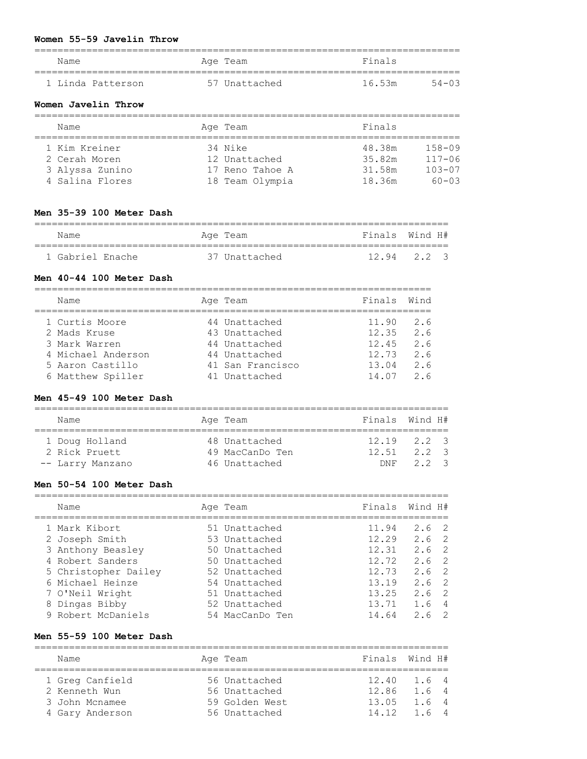**Women 55-59 Javelin Throw**

| | Name | Age | Team | Finals | |
|---|---|---|---|---|---|
| 1 | Linda Patterson | 57 | Unattached | 16.53m | 54-03 |

**Women Javelin Throw**

| | Name | Age | Team | Finals | |
|---|---|---|---|---|---|
| 1 | Kim Kreiner | 34 | Nike | 48.38m | 158-09 |
| 2 | Cerah Moren | 12 | Unattached | 35.82m | 117-06 |
| 3 | Alyssa Zunino | 17 | Reno Tahoe A | 31.58m | 103-07 |
| 4 | Salina Flores | 18 | Team Olympia | 18.36m | 60-03 |

**Men 35-39 100 Meter Dash**

| | Name | Age | Team | Finals | Wind | H# |
|---|---|---|---|---|---|---|
| 1 | Gabriel Enache | 37 | Unattached | 12.94 | 2.2 | 3 |

**Men 40-44 100 Meter Dash**

| | Name | Age | Team | Finals | Wind |
|---|---|---|---|---|---|
| 1 | Curtis Moore | 44 | Unattached | 11.90 | 2.6 |
| 2 | Mads Kruse | 43 | Unattached | 12.35 | 2.6 |
| 3 | Mark Warren | 44 | Unattached | 12.45 | 2.6 |
| 4 | Michael Anderson | 44 | Unattached | 12.73 | 2.6 |
| 5 | Aaron Castillo | 41 | San Francisco | 13.04 | 2.6 |
| 6 | Matthew Spiller | 41 | Unattached | 14.07 | 2.6 |

**Men 45-49 100 Meter Dash**

| | Name | Age | Team | Finals | Wind | H# |
|---|---|---|---|---|---|---|
| 1 | Doug Holland | 48 | Unattached | 12.19 | 2.2 | 3 |
| 2 | Rick Pruett | 49 | MacCanDo Ten | 12.51 | 2.2 | 3 |
| -- | Larry Manzano | 46 | Unattached | DNF | 2.2 | 3 |

**Men 50-54 100 Meter Dash**

| | Name | Age | Team | Finals | Wind | H# |
|---|---|---|---|---|---|---|
| 1 | Mark Kibort | 51 | Unattached | 11.94 | 2.6 | 2 |
| 2 | Joseph Smith | 53 | Unattached | 12.29 | 2.6 | 2 |
| 3 | Anthony Beasley | 50 | Unattached | 12.31 | 2.6 | 2 |
| 4 | Robert Sanders | 50 | Unattached | 12.72 | 2.6 | 2 |
| 5 | Christopher Dailey | 52 | Unattached | 12.73 | 2.6 | 2 |
| 6 | Michael Heinze | 54 | Unattached | 13.19 | 2.6 | 2 |
| 7 | O'Neil Wright | 51 | Unattached | 13.25 | 2.6 | 2 |
| 8 | Dingas Bibby | 52 | Unattached | 13.71 | 1.6 | 4 |
| 9 | Robert McDaniels | 54 | MacCanDo Ten | 14.64 | 2.6 | 2 |

**Men 55-59 100 Meter Dash**

| | Name | Age | Team | Finals | Wind | H# |
|---|---|---|---|---|---|---|
| 1 | Greg Canfield | 56 | Unattached | 12.40 | 1.6 | 4 |
| 2 | Kenneth Wun | 56 | Unattached | 12.86 | 1.6 | 4 |
| 3 | John Mcnamee | 59 | Golden West | 13.05 | 1.6 | 4 |
| 4 | Gary Anderson | 56 | Unattached | 14.12 | 1.6 | 4 |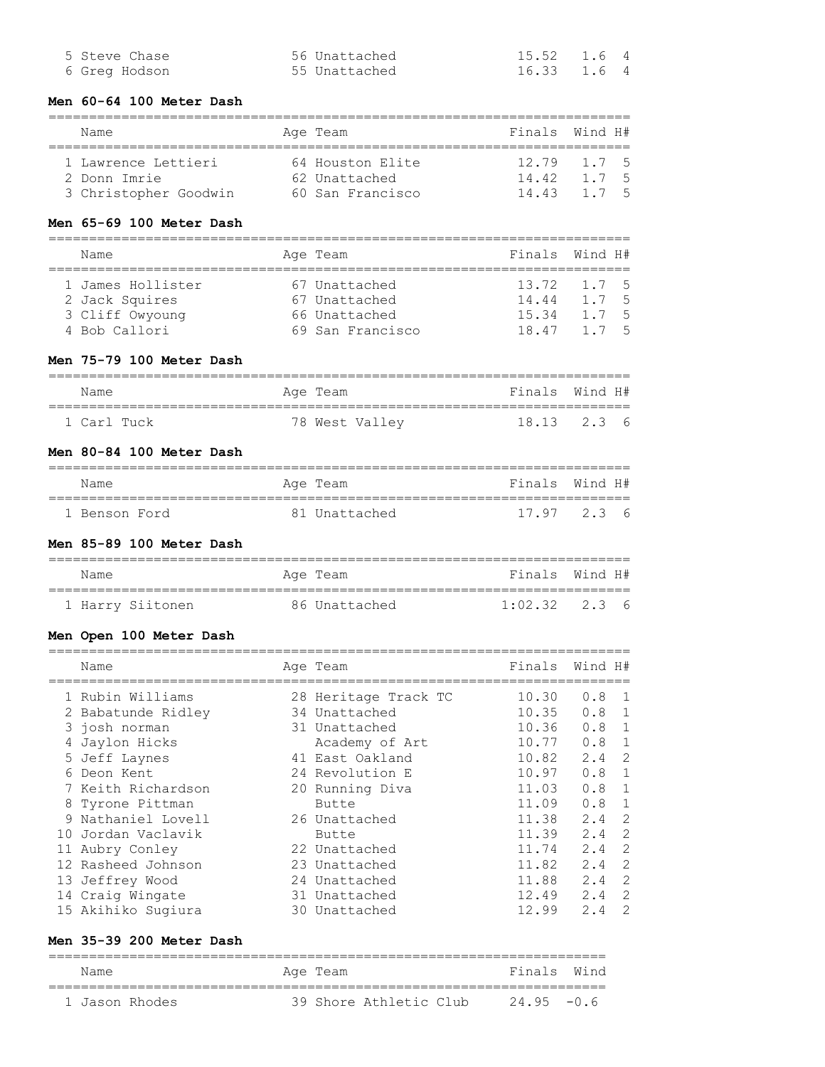| | Name | Age | Team | Finals | Wind | H# |
|---|---|---|---|---|---|---|
| 5 | Steve Chase | 56 | Unattached | 15.52 | 1.6 | 4 |
| 6 | Greg Hodson | 55 | Unattached | 16.33 | 1.6 | 4 |

**Men 60-64 100 Meter Dash**

| | Name | Age | Team | Finals | Wind | H# |
|---|---|---|---|---|---|---|
| 1 | Lawrence Lettieri | 64 | Houston Elite | 12.79 | 1.7 | 5 |
| 2 | Donn Imrie | 62 | Unattached | 14.42 | 1.7 | 5 |
| 3 | Christopher Goodwin | 60 | San Francisco | 14.43 | 1.7 | 5 |

**Men 65-69 100 Meter Dash**

| | Name | Age | Team | Finals | Wind | H# |
|---|---|---|---|---|---|---|
| 1 | James Hollister | 67 | Unattached | 13.72 | 1.7 | 5 |
| 2 | Jack Squires | 67 | Unattached | 14.44 | 1.7 | 5 |
| 3 | Cliff Owyoung | 66 | Unattached | 15.34 | 1.7 | 5 |
| 4 | Bob Callori | 69 | San Francisco | 18.47 | 1.7 | 5 |

**Men 75-79 100 Meter Dash**

| | Name | Age | Team | Finals | Wind | H# |
|---|---|---|---|---|---|---|
| 1 | Carl Tuck | 78 | West Valley | 18.13 | 2.3 | 6 |

**Men 80-84 100 Meter Dash**

| | Name | Age | Team | Finals | Wind | H# |
|---|---|---|---|---|---|---|
| 1 | Benson Ford | 81 | Unattached | 17.97 | 2.3 | 6 |

**Men 85-89 100 Meter Dash**

| | Name | Age | Team | Finals | Wind | H# |
|---|---|---|---|---|---|---|
| 1 | Harry Siitonen | 86 | Unattached | 1:02.32 | 2.3 | 6 |

**Men Open 100 Meter Dash**

| | Name | Age | Team | Finals | Wind | H# |
|---|---|---|---|---|---|---|
| 1 | Rubin Williams | 28 | Heritage Track TC | 10.30 | 0.8 | 1 |
| 2 | Babatunde Ridley | 34 | Unattached | 10.35 | 0.8 | 1 |
| 3 | josh norman | 31 | Unattached | 10.36 | 0.8 | 1 |
| 4 | Jaylon Hicks | | Academy of Art | 10.77 | 0.8 | 1 |
| 5 | Jeff Laynes | 41 | East Oakland | 10.82 | 2.4 | 2 |
| 6 | Deon Kent | 24 | Revolution E | 10.97 | 0.8 | 1 |
| 7 | Keith Richardson | 20 | Running Diva | 11.03 | 0.8 | 1 |
| 8 | Tyrone Pittman | | Butte | 11.09 | 0.8 | 1 |
| 9 | Nathaniel Lovell | 26 | Unattached | 11.38 | 2.4 | 2 |
| 10 | Jordan Vaclavik | | Butte | 11.39 | 2.4 | 2 |
| 11 | Aubry Conley | 22 | Unattached | 11.74 | 2.4 | 2 |
| 12 | Rasheed Johnson | 23 | Unattached | 11.82 | 2.4 | 2 |
| 13 | Jeffrey Wood | 24 | Unattached | 11.88 | 2.4 | 2 |
| 14 | Craig Wingate | 31 | Unattached | 12.49 | 2.4 | 2 |
| 15 | Akihiko Sugiura | 30 | Unattached | 12.99 | 2.4 | 2 |

**Men 35-39 200 Meter Dash**

| | Name | Age | Team | Finals | Wind |
|---|---|---|---|---|---|
| 1 | Jason Rhodes | 39 | Shore Athletic Club | 24.95 | -0.6 |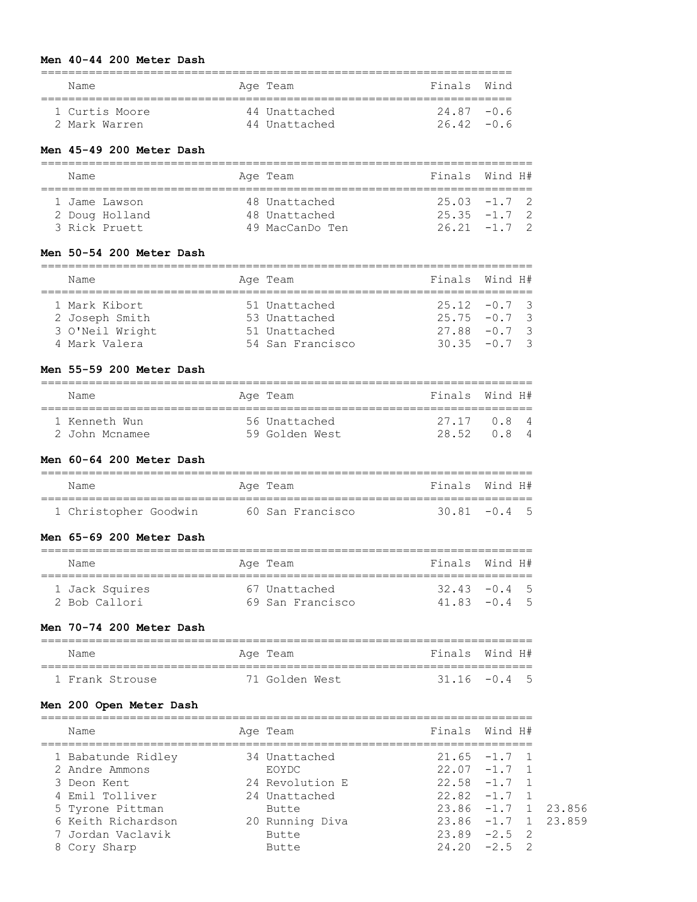**Men 40-44 200 Meter Dash**

| Name | Age | Team | Finals | Wind |
|---|---|---|---|---|
| 1 Curtis Moore | 44 | Unattached | 24.87 | -0.6 |
| 2 Mark Warren | 44 | Unattached | 26.42 | -0.6 |

**Men 45-49 200 Meter Dash**

| Name | Age | Team | Finals | Wind | H# |
|---|---|---|---|---|---|
| 1 Jame Lawson | 48 | Unattached | 25.03 | -1.7 | 2 |
| 2 Doug Holland | 48 | Unattached | 25.35 | -1.7 | 2 |
| 3 Rick Pruett | 49 | MacCanDo Ten | 26.21 | -1.7 | 2 |

**Men 50-54 200 Meter Dash**

| Name | Age | Team | Finals | Wind | H# |
|---|---|---|---|---|---|
| 1 Mark Kibort | 51 | Unattached | 25.12 | -0.7 | 3 |
| 2 Joseph Smith | 53 | Unattached | 25.75 | -0.7 | 3 |
| 3 O'Neil Wright | 51 | Unattached | 27.88 | -0.7 | 3 |
| 4 Mark Valera | 54 | San Francisco | 30.35 | -0.7 | 3 |

**Men 55-59 200 Meter Dash**

| Name | Age | Team | Finals | Wind | H# |
|---|---|---|---|---|---|
| 1 Kenneth Wun | 56 | Unattached | 27.17 | 0.8 | 4 |
| 2 John Mcnamee | 59 | Golden West | 28.52 | 0.8 | 4 |

**Men 60-64 200 Meter Dash**

| Name | Age | Team | Finals | Wind | H# |
|---|---|---|---|---|---|
| 1 Christopher Goodwin | 60 | San Francisco | 30.81 | -0.4 | 5 |

**Men 65-69 200 Meter Dash**

| Name | Age | Team | Finals | Wind | H# |
|---|---|---|---|---|---|
| 1 Jack Squires | 67 | Unattached | 32.43 | -0.4 | 5 |
| 2 Bob Callori | 69 | San Francisco | 41.83 | -0.4 | 5 |

**Men 70-74 200 Meter Dash**

| Name | Age | Team | Finals | Wind | H# |
|---|---|---|---|---|---|
| 1 Frank Strouse | 71 | Golden West | 31.16 | -0.4 | 5 |

**Men 200 Open Meter Dash**

| Name | Age | Team | Finals | Wind | H# | |
|---|---|---|---|---|---|---|
| 1 Babatunde Ridley | 34 | Unattached | 21.65 | -1.7 | 1 | |
| 2 Andre Ammons | | EOYDC | 22.07 | -1.7 | 1 | |
| 3 Deon Kent | 24 | Revolution E | 22.58 | -1.7 | 1 | |
| 4 Emil Tolliver | 24 | Unattached | 22.82 | -1.7 | 1 | |
| 5 Tyrone Pittman | | Butte | 23.86 | -1.7 | 1 | 23.856 |
| 6 Keith Richardson | 20 | Running Diva | 23.86 | -1.7 | 1 | 23.859 |
| 7 Jordan Vaclavik | | Butte | 23.89 | -2.5 | 2 | |
| 8 Cory Sharp | | Butte | 24.20 | -2.5 | 2 | |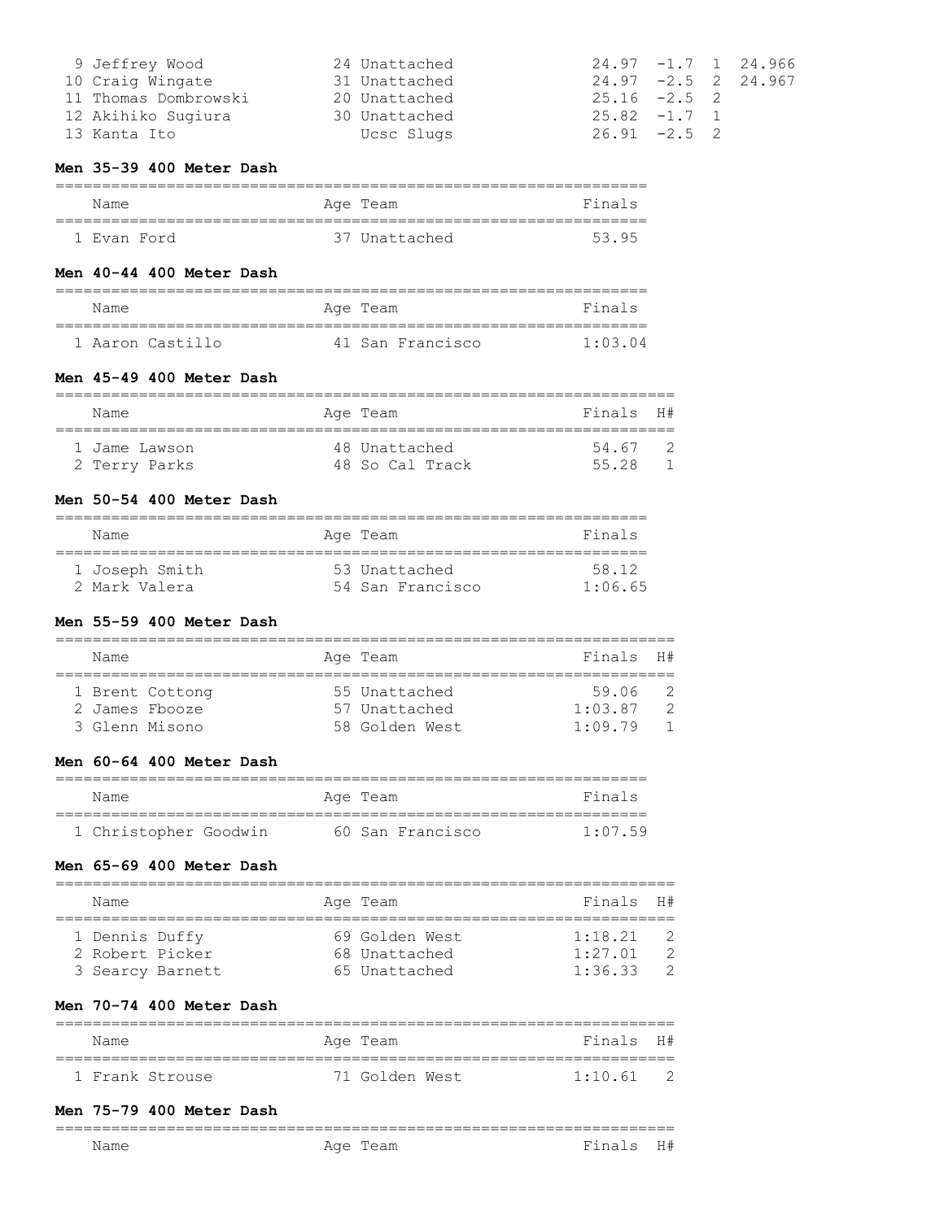| Place | Name | Age | Team | Finals | Wind | H# | |
|---|---|---|---|---|---|---|---|
| 9 | Jeffrey Wood | 24 | Unattached | 24.97 | -1.7 | 1 | 24.966 |
| 10 | Craig Wingate | 31 | Unattached | 24.97 | -2.5 | 2 | 24.967 |
| 11 | Thomas Dombrowski | 20 | Unattached | 25.16 | -2.5 | 2 | |
| 12 | Akihiko Sugiura | 30 | Unattached | 25.82 | -1.7 | 1 | |
| 13 | Kanta Ito | | Ucsc Slugs | 26.91 | -2.5 | 2 | |

**Men 35-39 400 Meter Dash**

| | Name | Age | Team | Finals |
|---|---|---|---|---|
| 1 | Evan Ford | 37 | Unattached | 53.95 |

**Men 40-44 400 Meter Dash**

| | Name | Age | Team | Finals |
|---|---|---|---|---|
| 1 | Aaron Castillo | 41 | San Francisco | 1:03.04 |

**Men 45-49 400 Meter Dash**

| | Name | Age | Team | Finals | H# |
|---|---|---|---|---|---|
| 1 | Jame Lawson | 48 | Unattached | 54.67 | 2 |
| 2 | Terry Parks | 48 | So Cal Track | 55.28 | 1 |

**Men 50-54 400 Meter Dash**

| | Name | Age | Team | Finals |
|---|---|---|---|---|
| 1 | Joseph Smith | 53 | Unattached | 58.12 |
| 2 | Mark Valera | 54 | San Francisco | 1:06.65 |

**Men 55-59 400 Meter Dash**

| | Name | Age | Team | Finals | H# |
|---|---|---|---|---|---|
| 1 | Brent Cottong | 55 | Unattached | 59.06 | 2 |
| 2 | James Fbooze | 57 | Unattached | 1:03.87 | 2 |
| 3 | Glenn Misono | 58 | Golden West | 1:09.79 | 1 |

**Men 60-64 400 Meter Dash**

| | Name | Age | Team | Finals |
|---|---|---|---|---|
| 1 | Christopher Goodwin | 60 | San Francisco | 1:07.59 |

**Men 65-69 400 Meter Dash**

| | Name | Age | Team | Finals | H# |
|---|---|---|---|---|---|
| 1 | Dennis Duffy | 69 | Golden West | 1:18.21 | 2 |
| 2 | Robert Picker | 68 | Unattached | 1:27.01 | 2 |
| 3 | Searcy Barnett | 65 | Unattached | 1:36.33 | 2 |

**Men 70-74 400 Meter Dash**

| | Name | Age | Team | Finals | H# |
|---|---|---|---|---|---|
| 1 | Frank Strouse | 71 | Golden West | 1:10.61 | 2 |

**Men 75-79 400 Meter Dash**

| | Name | Age | Team | Finals | H# |
|---|---|---|---|---|---|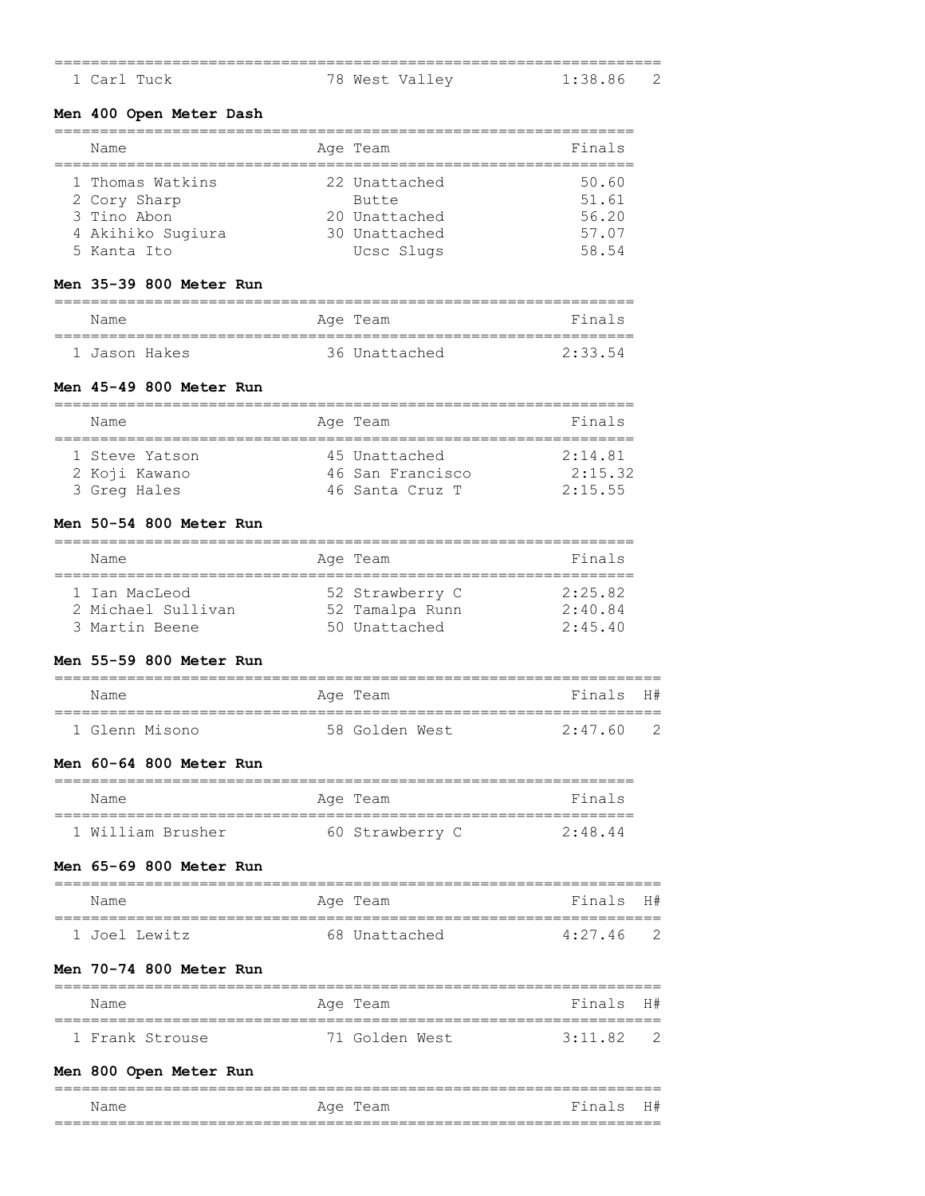| | Name | Age | Team | Finals | H# |
|---|---|---|---|---|---|
| 1 | Carl Tuck | 78 | West Valley | 1:38.86 | 2 |

**Men 400 Open Meter Dash**

| | Name | Age | Team | Finals |
|---|---|---|---|---|
| 1 | Thomas Watkins | 22 | Unattached | 50.60 |
| 2 | Cory Sharp | | Butte | 51.61 |
| 3 | Tino Abon | 20 | Unattached | 56.20 |
| 4 | Akihiko Sugiura | 30 | Unattached | 57.07 |
| 5 | Kanta Ito | | Ucsc Slugs | 58.54 |

**Men 35-39 800 Meter Run**

| | Name | Age | Team | Finals |
|---|---|---|---|---|
| 1 | Jason Hakes | 36 | Unattached | 2:33.54 |

**Men 45-49 800 Meter Run**

| | Name | Age | Team | Finals |
|---|---|---|---|---|
| 1 | Steve Yatson | 45 | Unattached | 2:14.81 |
| 2 | Koji Kawano | 46 | San Francisco | 2:15.32 |
| 3 | Greg Hales | 46 | Santa Cruz T | 2:15.55 |

**Men 50-54 800 Meter Run**

| | Name | Age | Team | Finals |
|---|---|---|---|---|
| 1 | Ian MacLeod | 52 | Strawberry C | 2:25.82 |
| 2 | Michael Sullivan | 52 | Tamalpa Runn | 2:40.84 |
| 3 | Martin Beene | 50 | Unattached | 2:45.40 |

**Men 55-59 800 Meter Run**

| | Name | Age | Team | Finals | H# |
|---|---|---|---|---|---|
| 1 | Glenn Misono | 58 | Golden West | 2:47.60 | 2 |

**Men 60-64 800 Meter Run**

| | Name | Age | Team | Finals |
|---|---|---|---|---|
| 1 | William Brusher | 60 | Strawberry C | 2:48.44 |

**Men 65-69 800 Meter Run**

| | Name | Age | Team | Finals | H# |
|---|---|---|---|---|---|
| 1 | Joel Lewitz | 68 | Unattached | 4:27.46 | 2 |

**Men 70-74 800 Meter Run**

| | Name | Age | Team | Finals | H# |
|---|---|---|---|---|---|
| 1 | Frank Strouse | 71 | Golden West | 3:11.82 | 2 |

**Men 800 Open Meter Run**

| | Name | Age | Team | Finals | H# |
|---|---|---|---|---|---|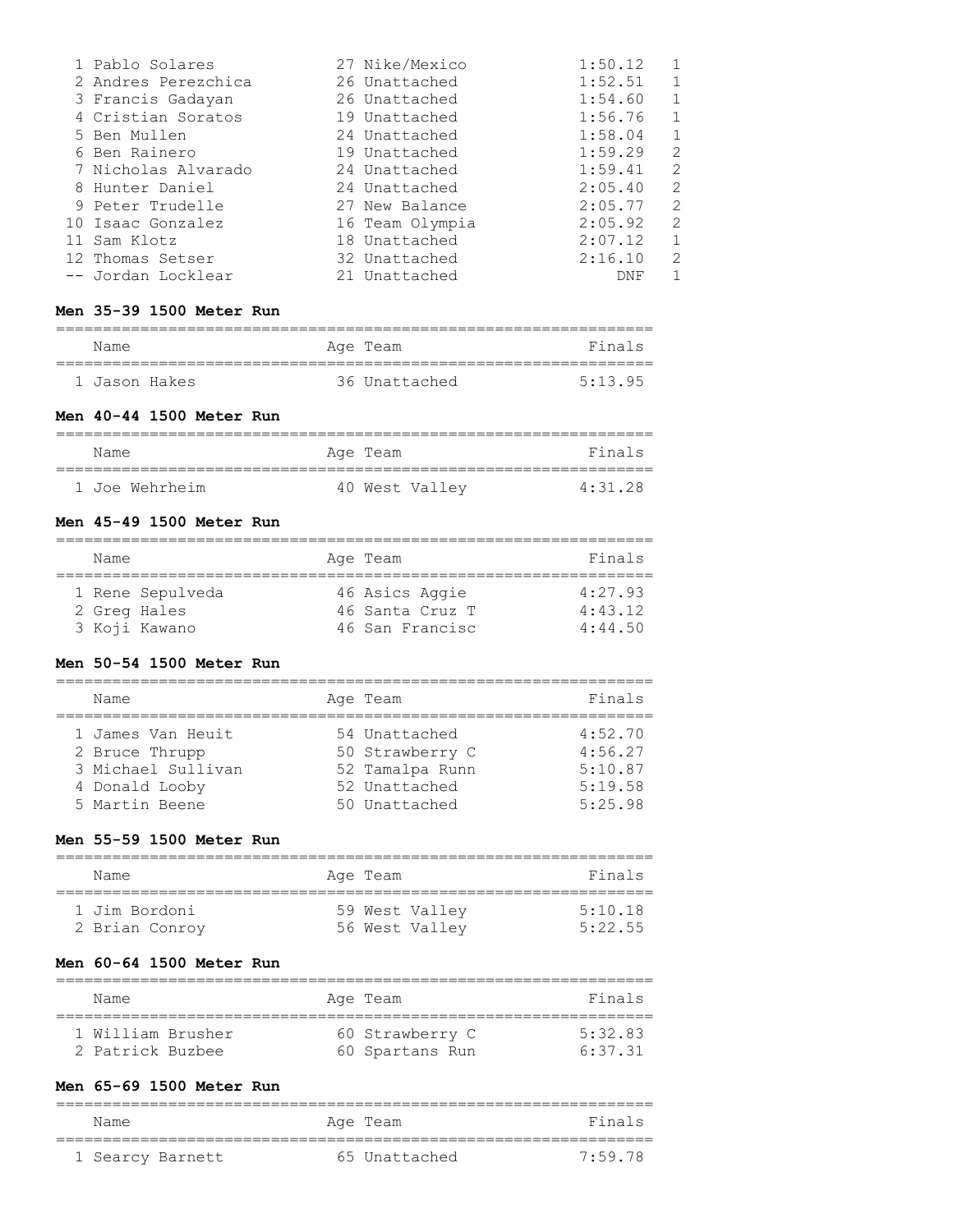| Place | Name | Age | Team | Finals | H# |
|---|---|---|---|---|---|
| 1 | Pablo Solares | 27 | Nike/Mexico | 1:50.12 | 1 |
| 2 | Andres Perezchica | 26 | Unattached | 1:52.51 | 1 |
| 3 | Francis Gadayan | 26 | Unattached | 1:54.60 | 1 |
| 4 | Cristian Soratos | 19 | Unattached | 1:56.76 | 1 |
| 5 | Ben Mullen | 24 | Unattached | 1:58.04 | 1 |
| 6 | Ben Rainero | 19 | Unattached | 1:59.29 | 2 |
| 7 | Nicholas Alvarado | 24 | Unattached | 1:59.41 | 2 |
| 8 | Hunter Daniel | 24 | Unattached | 2:05.40 | 2 |
| 9 | Peter Trudelle | 27 | New Balance | 2:05.77 | 2 |
| 10 | Isaac Gonzalez | 16 | Team Olympia | 2:05.92 | 2 |
| 11 | Sam Klotz | 18 | Unattached | 2:07.12 | 1 |
| 12 | Thomas Setser | 32 | Unattached | 2:16.10 | 2 |
| -- | Jordan Locklear | 21 | Unattached | DNF | 1 |

**Men 35-39 1500 Meter Run**

| Place | Name | Age | Team | Finals |
|---|---|---|---|---|
| 1 | Jason Hakes | 36 | Unattached | 5:13.95 |

**Men 40-44 1500 Meter Run**

| Place | Name | Age | Team | Finals |
|---|---|---|---|---|
| 1 | Joe Wehrheim | 40 | West Valley | 4:31.28 |

**Men 45-49 1500 Meter Run**

| Place | Name | Age | Team | Finals |
|---|---|---|---|---|
| 1 | Rene Sepulveda | 46 | Asics Aggie | 4:27.93 |
| 2 | Greg Hales | 46 | Santa Cruz T | 4:43.12 |
| 3 | Koji Kawano | 46 | San Francisc | 4:44.50 |

**Men 50-54 1500 Meter Run**

| Place | Name | Age | Team | Finals |
|---|---|---|---|---|
| 1 | James Van Heuit | 54 | Unattached | 4:52.70 |
| 2 | Bruce Thrupp | 50 | Strawberry C | 4:56.27 |
| 3 | Michael Sullivan | 52 | Tamalpa Runn | 5:10.87 |
| 4 | Donald Looby | 52 | Unattached | 5:19.58 |
| 5 | Martin Beene | 50 | Unattached | 5:25.98 |

**Men 55-59 1500 Meter Run**

| Place | Name | Age | Team | Finals |
|---|---|---|---|---|
| 1 | Jim Bordoni | 59 | West Valley | 5:10.18 |
| 2 | Brian Conroy | 56 | West Valley | 5:22.55 |

**Men 60-64 1500 Meter Run**

| Place | Name | Age | Team | Finals |
|---|---|---|---|---|
| 1 | William Brusher | 60 | Strawberry C | 5:32.83 |
| 2 | Patrick Buzbee | 60 | Spartans Run | 6:37.31 |

**Men 65-69 1500 Meter Run**

| Place | Name | Age | Team | Finals |
|---|---|---|---|---|
| 1 | Searcy Barnett | 65 | Unattached | 7:59.78 |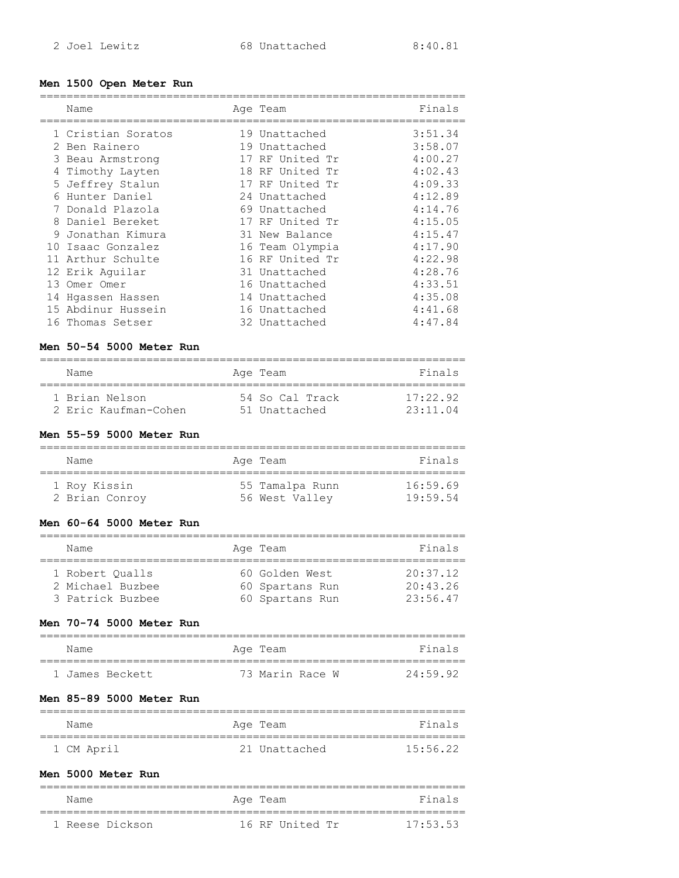| | Name | Age | Team | Finals |
|---|---|---|---|---|
| 2 | Joel Lewitz | 68 | Unattached | 8:40.81 |

### Men 1500 Open Meter Run

| | Name | Age | Team | Finals |
|---|---|---|---|---|
| 1 | Cristian Soratos | 19 | Unattached | 3:51.34 |
| 2 | Ben Rainero | 19 | Unattached | 3:58.07 |
| 3 | Beau Armstrong | 17 | RF United Tr | 4:00.27 |
| 4 | Timothy Layten | 18 | RF United Tr | 4:02.43 |
| 5 | Jeffrey Stalun | 17 | RF United Tr | 4:09.33 |
| 6 | Hunter Daniel | 24 | Unattached | 4:12.89 |
| 7 | Donald Plazola | 69 | Unattached | 4:14.76 |
| 8 | Daniel Bereket | 17 | RF United Tr | 4:15.05 |
| 9 | Jonathan Kimura | 31 | New Balance | 4:15.47 |
| 10 | Isaac Gonzalez | 16 | Team Olympia | 4:17.90 |
| 11 | Arthur Schulte | 16 | RF United Tr | 4:22.98 |
| 12 | Erik Aguilar | 31 | Unattached | 4:28.76 |
| 13 | Omer Omer | 16 | Unattached | 4:33.51 |
| 14 | Hgassen Hassen | 14 | Unattached | 4:35.08 |
| 15 | Abdinur Hussein | 16 | Unattached | 4:41.68 |
| 16 | Thomas Setser | 32 | Unattached | 4:47.84 |

### Men 50-54 5000 Meter Run

| | Name | Age | Team | Finals |
|---|---|---|---|---|
| 1 | Brian Nelson | 54 | So Cal Track | 17:22.92 |
| 2 | Eric Kaufman-Cohen | 51 | Unattached | 23:11.04 |

### Men 55-59 5000 Meter Run

| | Name | Age | Team | Finals |
|---|---|---|---|---|
| 1 | Roy Kissin | 55 | Tamalpa Runn | 16:59.69 |
| 2 | Brian Conroy | 56 | West Valley | 19:59.54 |

### Men 60-64 5000 Meter Run

| | Name | Age | Team | Finals |
|---|---|---|---|---|
| 1 | Robert Qualls | 60 | Golden West | 20:37.12 |
| 2 | Michael Buzbee | 60 | Spartans Run | 20:43.26 |
| 3 | Patrick Buzbee | 60 | Spartans Run | 23:56.47 |

### Men 70-74 5000 Meter Run

| | Name | Age | Team | Finals |
|---|---|---|---|---|
| 1 | James Beckett | 73 | Marin Race W | 24:59.92 |

### Men 85-89 5000 Meter Run

| | Name | Age | Team | Finals |
|---|---|---|---|---|
| 1 | CM April | 21 | Unattached | 15:56.22 |

### Men 5000 Meter Run

| | Name | Age | Team | Finals |
|---|---|---|---|---|
| 1 | Reese Dickson | 16 | RF United Tr | 17:53.53 |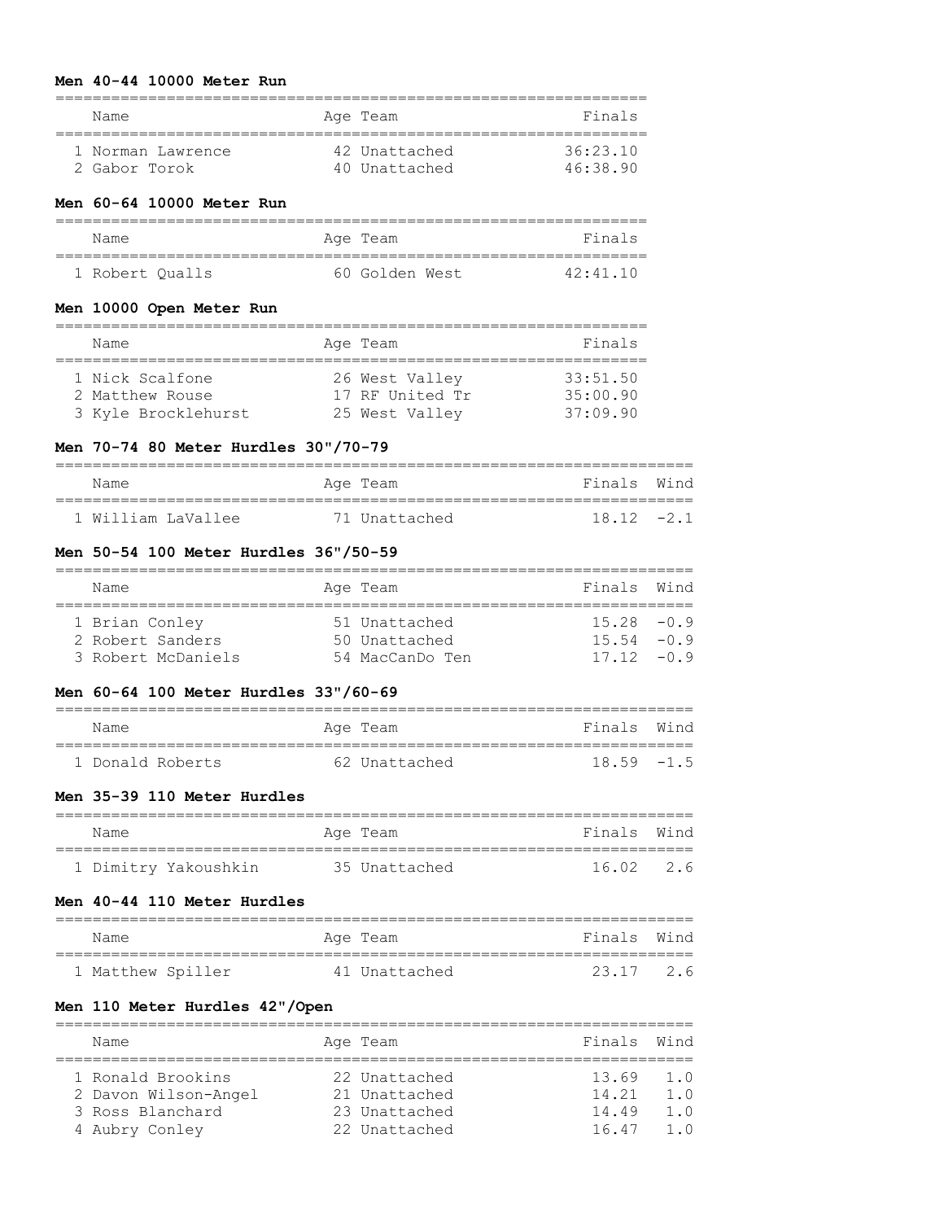**Men 40-44 10000 Meter Run**

| | Name | Age | Team | Finals |
|---|---|---|---|---|
| 1 | Norman Lawrence | 42 | Unattached | 36:23.10 |
| 2 | Gabor Torok | 40 | Unattached | 46:38.90 |

**Men 60-64 10000 Meter Run**

| | Name | Age | Team | Finals |
|---|---|---|---|---|
| 1 | Robert Qualls | 60 | Golden West | 42:41.10 |

**Men 10000 Open Meter Run**

| | Name | Age | Team | Finals |
|---|---|---|---|---|
| 1 | Nick Scalfone | 26 | West Valley | 33:51.50 |
| 2 | Matthew Rouse | 17 | RF United Tr | 35:00.90 |
| 3 | Kyle Brocklehurst | 25 | West Valley | 37:09.90 |

**Men 70-74 80 Meter Hurdles 30"/70-79**

| | Name | Age | Team | Finals | Wind |
|---|---|---|---|---|---|
| 1 | William LaVallee | 71 | Unattached | 18.12 | -2.1 |

**Men 50-54 100 Meter Hurdles 36"/50-59**

| | Name | Age | Team | Finals | Wind |
|---|---|---|---|---|---|
| 1 | Brian Conley | 51 | Unattached | 15.28 | -0.9 |
| 2 | Robert Sanders | 50 | Unattached | 15.54 | -0.9 |
| 3 | Robert McDaniels | 54 | MacCanDo Ten | 17.12 | -0.9 |

**Men 60-64 100 Meter Hurdles 33"/60-69**

| | Name | Age | Team | Finals | Wind |
|---|---|---|---|---|---|
| 1 | Donald Roberts | 62 | Unattached | 18.59 | -1.5 |

**Men 35-39 110 Meter Hurdles**

| | Name | Age | Team | Finals | Wind |
|---|---|---|---|---|---|
| 1 | Dimitry Yakoushkin | 35 | Unattached | 16.02 | 2.6 |

**Men 40-44 110 Meter Hurdles**

| | Name | Age | Team | Finals | Wind |
|---|---|---|---|---|---|
| 1 | Matthew Spiller | 41 | Unattached | 23.17 | 2.6 |

**Men 110 Meter Hurdles 42"/Open**

| | Name | Age | Team | Finals | Wind |
|---|---|---|---|---|---|
| 1 | Ronald Brookins | 22 | Unattached | 13.69 | 1.0 |
| 2 | Davon Wilson-Angel | 21 | Unattached | 14.21 | 1.0 |
| 3 | Ross Blanchard | 23 | Unattached | 14.49 | 1.0 |
| 4 | Aubry Conley | 22 | Unattached | 16.47 | 1.0 |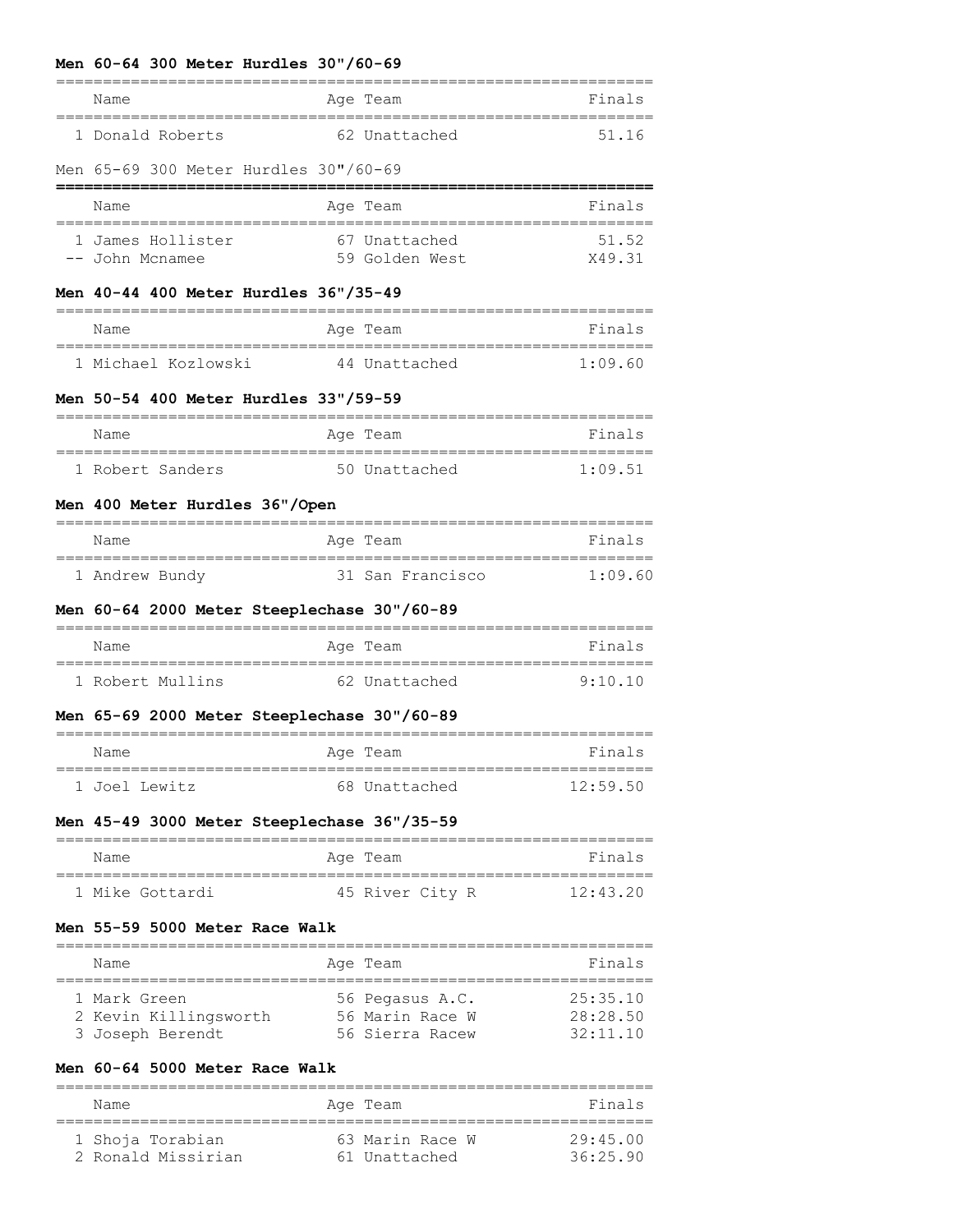**Men 60-64 300 Meter Hurdles 30"/60-69**

| | Name | Age | Team | Finals |
|---|---|---|---|---|
| 1 | Donald Roberts | 62 | Unattached | 51.16 |

Men 65-69 300 Meter Hurdles 30"/60-69

| | Name | Age | Team | Finals |
|---|---|---|---|---|
| 1 | James Hollister | 67 | Unattached | 51.52 |
| -- | John Mcnamee | 59 | Golden West | X49.31 |

**Men 40-44 400 Meter Hurdles 36"/35-49**

| | Name | Age | Team | Finals |
|---|---|---|---|---|
| 1 | Michael Kozlowski | 44 | Unattached | 1:09.60 |

**Men 50-54 400 Meter Hurdles 33"/59-59**

| | Name | Age | Team | Finals |
|---|---|---|---|---|
| 1 | Robert Sanders | 50 | Unattached | 1:09.51 |

**Men 400 Meter Hurdles 36"/Open**

| | Name | Age | Team | Finals |
|---|---|---|---|---|
| 1 | Andrew Bundy | 31 | San Francisco | 1:09.60 |

**Men 60-64 2000 Meter Steeplechase 30"/60-89**

| | Name | Age | Team | Finals |
|---|---|---|---|---|
| 1 | Robert Mullins | 62 | Unattached | 9:10.10 |

**Men 65-69 2000 Meter Steeplechase 30"/60-89**

| | Name | Age | Team | Finals |
|---|---|---|---|---|
| 1 | Joel Lewitz | 68 | Unattached | 12:59.50 |

**Men 45-49 3000 Meter Steeplechase 36"/35-59**

| | Name | Age | Team | Finals |
|---|---|---|---|---|
| 1 | Mike Gottardi | 45 | River City R | 12:43.20 |

**Men 55-59 5000 Meter Race Walk**

| | Name | Age | Team | Finals |
|---|---|---|---|---|
| 1 | Mark Green | 56 | Pegasus A.C. | 25:35.10 |
| 2 | Kevin Killingsworth | 56 | Marin Race W | 28:28.50 |
| 3 | Joseph Berendt | 56 | Sierra Racew | 32:11.10 |

**Men 60-64 5000 Meter Race Walk**

| | Name | Age | Team | Finals |
|---|---|---|---|---|
| 1 | Shoja Torabian | 63 | Marin Race W | 29:45.00 |
| 2 | Ronald Missirian | 61 | Unattached | 36:25.90 |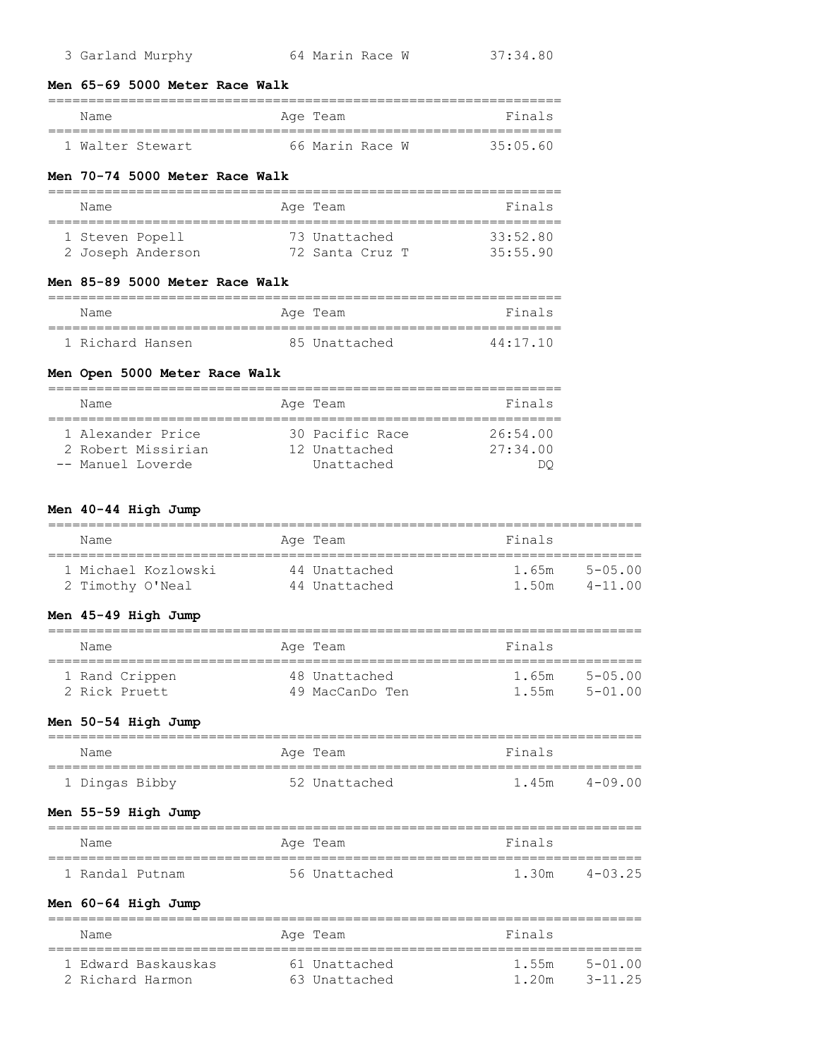| | Name | Age | Team | Finals |
|---|---|---|---|---|
| 3 | Garland Murphy | 64 | Marin Race W | 37:34.80 |

### Men 65-69 5000 Meter Race Walk

| | Name | Age | Team | Finals |
|---|---|---|---|---|
| 1 | Walter Stewart | 66 | Marin Race W | 35:05.60 |

### Men 70-74 5000 Meter Race Walk

| | Name | Age | Team | Finals |
|---|---|---|---|---|
| 1 | Steven Popell | 73 | Unattached | 33:52.80 |
| 2 | Joseph Anderson | 72 | Santa Cruz T | 35:55.90 |

### Men 85-89 5000 Meter Race Walk

| | Name | Age | Team | Finals |
|---|---|---|---|---|
| 1 | Richard Hansen | 85 | Unattached | 44:17.10 |

### Men Open 5000 Meter Race Walk

| | Name | Age | Team | Finals |
|---|---|---|---|---|
| 1 | Alexander Price | 30 | Pacific Race | 26:54.00 |
| 2 | Robert Missirian | 12 | Unattached | 27:34.00 |
| -- | Manuel Loverde | | Unattached | DQ |

### Men 40-44 High Jump

| | Name | Age | Team | Finals | |
|---|---|---|---|---|---|
| 1 | Michael Kozlowski | 44 | Unattached | 1.65m | 5-05.00 |
| 2 | Timothy O'Neal | 44 | Unattached | 1.50m | 4-11.00 |

### Men 45-49 High Jump

| | Name | Age | Team | Finals | |
|---|---|---|---|---|---|
| 1 | Rand Crippen | 48 | Unattached | 1.65m | 5-05.00 |
| 2 | Rick Pruett | 49 | MacCanDo Ten | 1.55m | 5-01.00 |

### Men 50-54 High Jump

| | Name | Age | Team | Finals | |
|---|---|---|---|---|---|
| 1 | Dingas Bibby | 52 | Unattached | 1.45m | 4-09.00 |

### Men 55-59 High Jump

| | Name | Age | Team | Finals | |
|---|---|---|---|---|---|
| 1 | Randal Putnam | 56 | Unattached | 1.30m | 4-03.25 |

### Men 60-64 High Jump

| | Name | Age | Team | Finals | |
|---|---|---|---|---|---|
| 1 | Edward Baskauskas | 61 | Unattached | 1.55m | 5-01.00 |
| 2 | Richard Harmon | 63 | Unattached | 1.20m | 3-11.25 |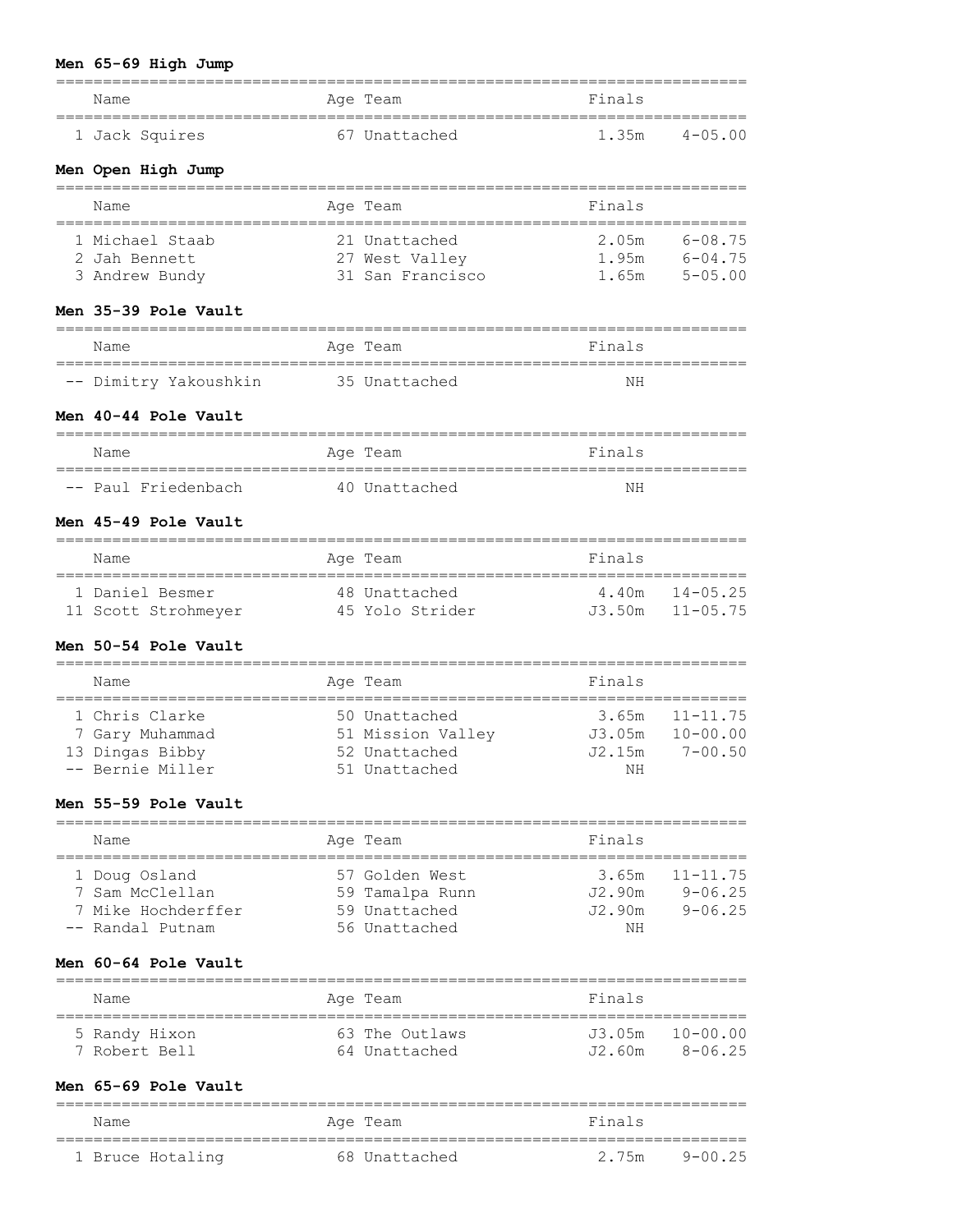**Men 65-69 High Jump**

| Place | Name | Age | Team | Finals | |
|---|---|---|---|---|---|
| 1 | Jack Squires | 67 | Unattached | 1.35m | 4-05.00 |

**Men Open High Jump**

| Place | Name | Age | Team | Finals | |
|---|---|---|---|---|---|
| 1 | Michael Staab | 21 | Unattached | 2.05m | 6-08.75 |
| 2 | Jah Bennett | 27 | West Valley | 1.95m | 6-04.75 |
| 3 | Andrew Bundy | 31 | San Francisco | 1.65m | 5-05.00 |

**Men 35-39 Pole Vault**

| Place | Name | Age | Team | Finals | |
|---|---|---|---|---|---|
| -- | Dimitry Yakoushkin | 35 | Unattached | NH | |

**Men 40-44 Pole Vault**

| Place | Name | Age | Team | Finals | |
|---|---|---|---|---|---|
| -- | Paul Friedenbach | 40 | Unattached | NH | |

**Men 45-49 Pole Vault**

| Place | Name | Age | Team | Finals | |
|---|---|---|---|---|---|
| 1 | Daniel Besmer | 48 | Unattached | 4.40m | 14-05.25 |
| 11 | Scott Strohmeyer | 45 | Yolo Strider | J3.50m | 11-05.75 |

**Men 50-54 Pole Vault**

| Place | Name | Age | Team | Finals | |
|---|---|---|---|---|---|
| 1 | Chris Clarke | 50 | Unattached | 3.65m | 11-11.75 |
| 7 | Gary Muhammad | 51 | Mission Valley | J3.05m | 10-00.00 |
| 13 | Dingas Bibby | 52 | Unattached | J2.15m | 7-00.50 |
| -- | Bernie Miller | 51 | Unattached | NH | |

**Men 55-59 Pole Vault**

| Place | Name | Age | Team | Finals | |
|---|---|---|---|---|---|
| 1 | Doug Osland | 57 | Golden West | 3.65m | 11-11.75 |
| 7 | Sam McClellan | 59 | Tamalpa Runn | J2.90m | 9-06.25 |
| 7 | Mike Hochderffer | 59 | Unattached | J2.90m | 9-06.25 |
| -- | Randal Putnam | 56 | Unattached | NH | |

**Men 60-64 Pole Vault**

| Place | Name | Age | Team | Finals | |
|---|---|---|---|---|---|
| 5 | Randy Hixon | 63 | The Outlaws | J3.05m | 10-00.00 |
| 7 | Robert Bell | 64 | Unattached | J2.60m | 8-06.25 |

**Men 65-69 Pole Vault**

| Place | Name | Age | Team | Finals | |
|---|---|---|---|---|---|
| 1 | Bruce Hotaling | 68 | Unattached | 2.75m | 9-00.25 |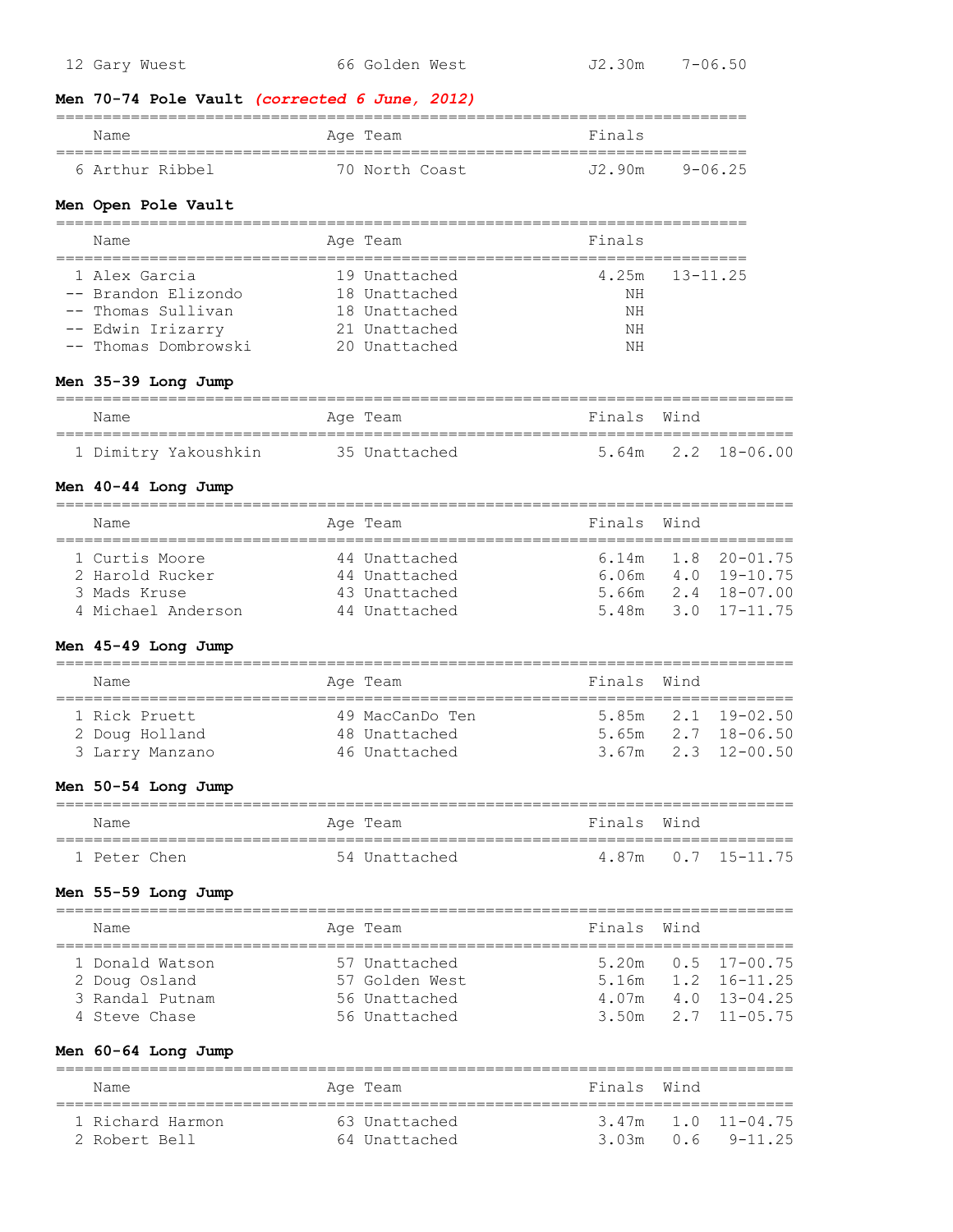| | | | | |
|---|---|---|---|---|
| 12 | Gary Wuest | 66 Golden West | J2.30m | 7-06.50 |

**Men 70-74 Pole Vault** ***(corrected 6 June, 2012)***

| | Name | Age | Team | Finals | |
|---|---|---|---|---|---|
| 6 | Arthur Ribbel | 70 | North Coast | J2.90m | 9-06.25 |

**Men Open Pole Vault**

| | Name | Age | Team | Finals | |
|---|---|---|---|---|---|
| 1 | Alex Garcia | 19 | Unattached | 4.25m | 13-11.25 |
| -- | Brandon Elizondo | 18 | Unattached | NH | |
| -- | Thomas Sullivan | 18 | Unattached | NH | |
| -- | Edwin Irizarry | 21 | Unattached | NH | |
| -- | Thomas Dombrowski | 20 | Unattached | NH | |

**Men 35-39 Long Jump**

| | Name | Age | Team | Finals | Wind | |
|---|---|---|---|---|---|---|
| 1 | Dimitry Yakoushkin | 35 | Unattached | 5.64m | 2.2 | 18-06.00 |

**Men 40-44 Long Jump**

| | Name | Age | Team | Finals | Wind | |
|---|---|---|---|---|---|---|
| 1 | Curtis Moore | 44 | Unattached | 6.14m | 1.8 | 20-01.75 |
| 2 | Harold Rucker | 44 | Unattached | 6.06m | 4.0 | 19-10.75 |
| 3 | Mads Kruse | 43 | Unattached | 5.66m | 2.4 | 18-07.00 |
| 4 | Michael Anderson | 44 | Unattached | 5.48m | 3.0 | 17-11.75 |

**Men 45-49 Long Jump**

| | Name | Age | Team | Finals | Wind | |
|---|---|---|---|---|---|---|
| 1 | Rick Pruett | 49 | MacCanDo Ten | 5.85m | 2.1 | 19-02.50 |
| 2 | Doug Holland | 48 | Unattached | 5.65m | 2.7 | 18-06.50 |
| 3 | Larry Manzano | 46 | Unattached | 3.67m | 2.3 | 12-00.50 |

**Men 50-54 Long Jump**

| | Name | Age | Team | Finals | Wind | |
|---|---|---|---|---|---|---|
| 1 | Peter Chen | 54 | Unattached | 4.87m | 0.7 | 15-11.75 |

**Men 55-59 Long Jump**

| | Name | Age | Team | Finals | Wind | |
|---|---|---|---|---|---|---|
| 1 | Donald Watson | 57 | Unattached | 5.20m | 0.5 | 17-00.75 |
| 2 | Doug Osland | 57 | Golden West | 5.16m | 1.2 | 16-11.25 |
| 3 | Randal Putnam | 56 | Unattached | 4.07m | 4.0 | 13-04.25 |
| 4 | Steve Chase | 56 | Unattached | 3.50m | 2.7 | 11-05.75 |

**Men 60-64 Long Jump**

| | Name | Age | Team | Finals | Wind | |
|---|---|---|---|---|---|---|
| 1 | Richard Harmon | 63 | Unattached | 3.47m | 1.0 | 11-04.75 |
| 2 | Robert Bell | 64 | Unattached | 3.03m | 0.6 | 9-11.25 |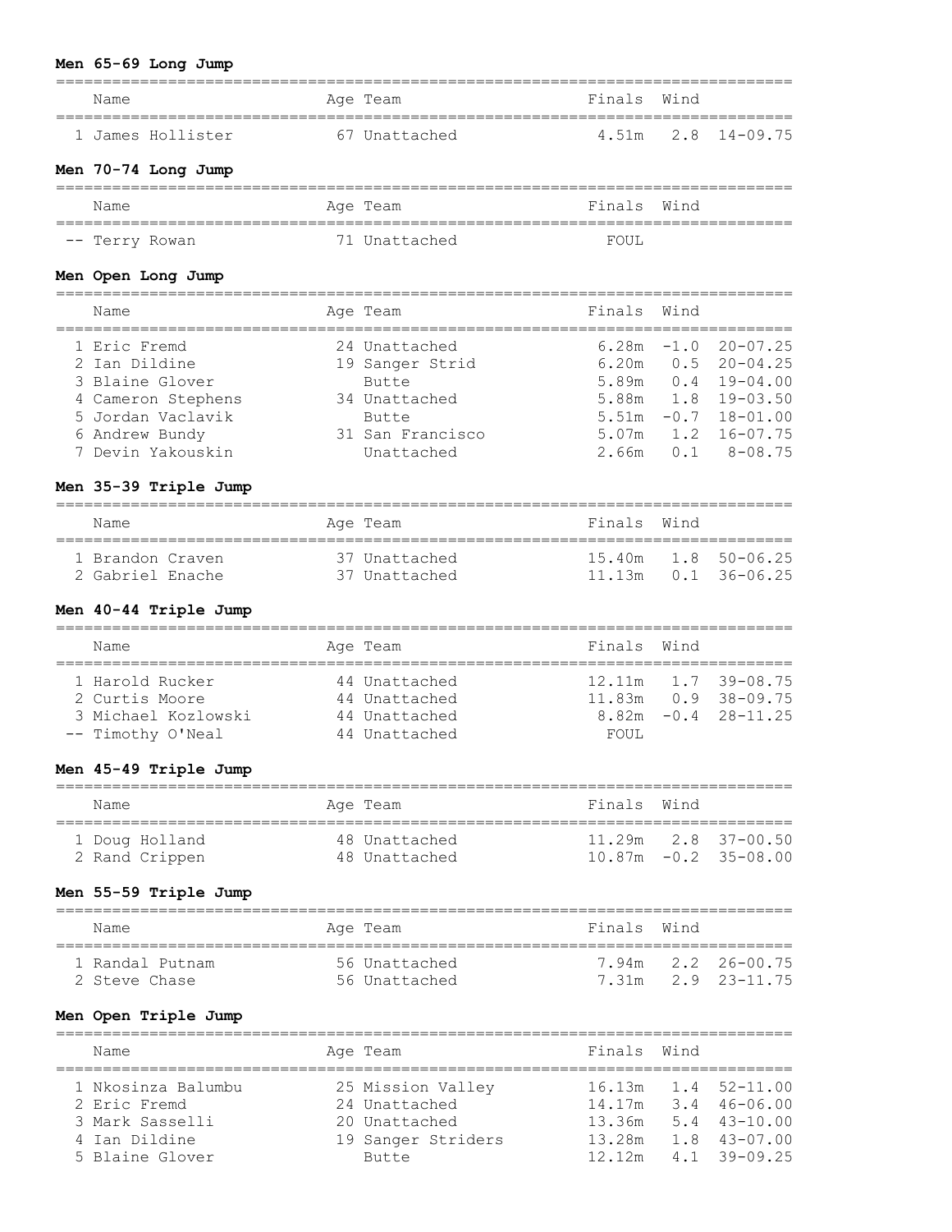### Men 65-69 Long Jump

| Place | Name | Age | Team | Finals | Wind | |
|---|---|---|---|---|---|---|
| 1 | James Hollister | 67 | Unattached | 4.51m | 2.8 | 14-09.75 |

### Men 70-74 Long Jump

| Place | Name | Age | Team | Finals | Wind | |
|---|---|---|---|---|---|---|
| -- | Terry Rowan | 71 | Unattached | FOUL | | |

### Men Open Long Jump

| Place | Name | Age | Team | Finals | Wind | |
|---|---|---|---|---|---|---|
| 1 | Eric Fremd | 24 | Unattached | 6.28m | -1.0 | 20-07.25 |
| 2 | Ian Dildine | 19 | Sanger Strid | 6.20m | 0.5 | 20-04.25 |
| 3 | Blaine Glover | | Butte | 5.89m | 0.4 | 19-04.00 |
| 4 | Cameron Stephens | 34 | Unattached | 5.88m | 1.8 | 19-03.50 |
| 5 | Jordan Vaclavik | | Butte | 5.51m | -0.7 | 18-01.00 |
| 6 | Andrew Bundy | 31 | San Francisco | 5.07m | 1.2 | 16-07.75 |
| 7 | Devin Yakouskin | | Unattached | 2.66m | 0.1 | 8-08.75 |

### Men 35-39 Triple Jump

| Place | Name | Age | Team | Finals | Wind | |
|---|---|---|---|---|---|---|
| 1 | Brandon Craven | 37 | Unattached | 15.40m | 1.8 | 50-06.25 |
| 2 | Gabriel Enache | 37 | Unattached | 11.13m | 0.1 | 36-06.25 |

### Men 40-44 Triple Jump

| Place | Name | Age | Team | Finals | Wind | |
|---|---|---|---|---|---|---|
| 1 | Harold Rucker | 44 | Unattached | 12.11m | 1.7 | 39-08.75 |
| 2 | Curtis Moore | 44 | Unattached | 11.83m | 0.9 | 38-09.75 |
| 3 | Michael Kozlowski | 44 | Unattached | 8.82m | -0.4 | 28-11.25 |
| -- | Timothy O'Neal | 44 | Unattached | FOUL | | |

### Men 45-49 Triple Jump

| Place | Name | Age | Team | Finals | Wind | |
|---|---|---|---|---|---|---|
| 1 | Doug Holland | 48 | Unattached | 11.29m | 2.8 | 37-00.50 |
| 2 | Rand Crippen | 48 | Unattached | 10.87m | -0.2 | 35-08.00 |

### Men 55-59 Triple Jump

| Place | Name | Age | Team | Finals | Wind | |
|---|---|---|---|---|---|---|
| 1 | Randal Putnam | 56 | Unattached | 7.94m | 2.2 | 26-00.75 |
| 2 | Steve Chase | 56 | Unattached | 7.31m | 2.9 | 23-11.75 |

### Men Open Triple Jump

| Place | Name | Age | Team | Finals | Wind | |
|---|---|---|---|---|---|---|
| 1 | Nkosinza Balumbu | 25 | Mission Valley | 16.13m | 1.4 | 52-11.00 |
| 2 | Eric Fremd | 24 | Unattached | 14.17m | 3.4 | 46-06.00 |
| 3 | Mark Sasselli | 20 | Unattached | 13.36m | 5.4 | 43-10.00 |
| 4 | Ian Dildine | 19 | Sanger Striders | 13.28m | 1.8 | 43-07.00 |
| 5 | Blaine Glover | | Butte | 12.12m | 4.1 | 39-09.25 |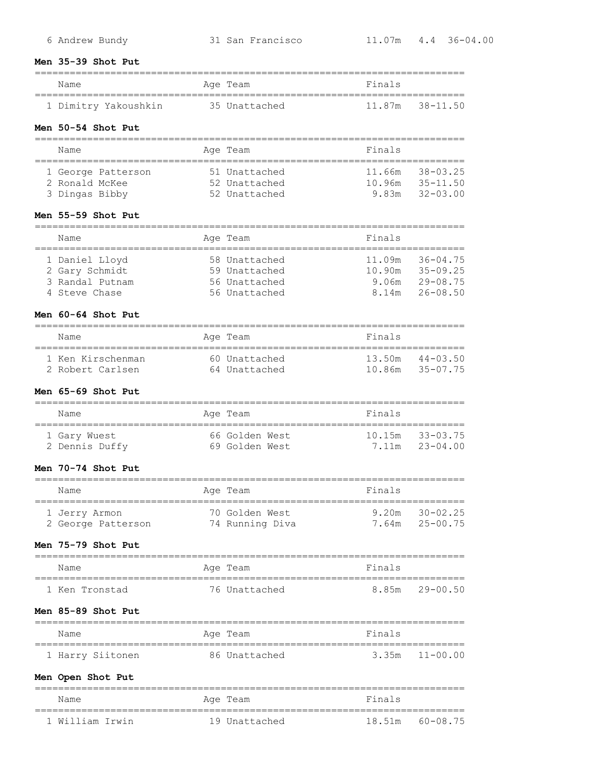| | | | | | |
|---|---|---|---|---|---|
| 6 Andrew Bundy | 31 San Francisco | 11.07m | 4.4 | 36-04.00 | |

**Men 35-39 Shot Put**

| Name | Age | Team | Finals | |
|---|---|---|---|---|
| 1 Dimitry Yakoushkin | 35 | Unattached | 11.87m | 38-11.50 |

**Men 50-54 Shot Put**

| Name | Age | Team | Finals | |
|---|---|---|---|---|
| 1 George Patterson | 51 | Unattached | 11.66m | 38-03.25 |
| 2 Ronald McKee | 52 | Unattached | 10.96m | 35-11.50 |
| 3 Dingas Bibby | 52 | Unattached | 9.83m | 32-03.00 |

**Men 55-59 Shot Put**

| Name | Age | Team | Finals | |
|---|---|---|---|---|
| 1 Daniel Lloyd | 58 | Unattached | 11.09m | 36-04.75 |
| 2 Gary Schmidt | 59 | Unattached | 10.90m | 35-09.25 |
| 3 Randal Putnam | 56 | Unattached | 9.06m | 29-08.75 |
| 4 Steve Chase | 56 | Unattached | 8.14m | 26-08.50 |

**Men 60-64 Shot Put**

| Name | Age | Team | Finals | |
|---|---|---|---|---|
| 1 Ken Kirschenman | 60 | Unattached | 13.50m | 44-03.50 |
| 2 Robert Carlsen | 64 | Unattached | 10.86m | 35-07.75 |

**Men 65-69 Shot Put**

| Name | Age | Team | Finals | |
|---|---|---|---|---|
| 1 Gary Wuest | 66 | Golden West | 10.15m | 33-03.75 |
| 2 Dennis Duffy | 69 | Golden West | 7.11m | 23-04.00 |

**Men 70-74 Shot Put**

| Name | Age | Team | Finals | |
|---|---|---|---|---|
| 1 Jerry Armon | 70 | Golden West | 9.20m | 30-02.25 |
| 2 George Patterson | 74 | Running Diva | 7.64m | 25-00.75 |

**Men 75-79 Shot Put**

| Name | Age | Team | Finals | |
|---|---|---|---|---|
| 1 Ken Tronstad | 76 | Unattached | 8.85m | 29-00.50 |

**Men 85-89 Shot Put**

| Name | Age | Team | Finals | |
|---|---|---|---|---|
| 1 Harry Siitonen | 86 | Unattached | 3.35m | 11-00.00 |

**Men Open Shot Put**

| Name | Age | Team | Finals | |
|---|---|---|---|---|
| 1 William Irwin | 19 | Unattached | 18.51m | 60-08.75 |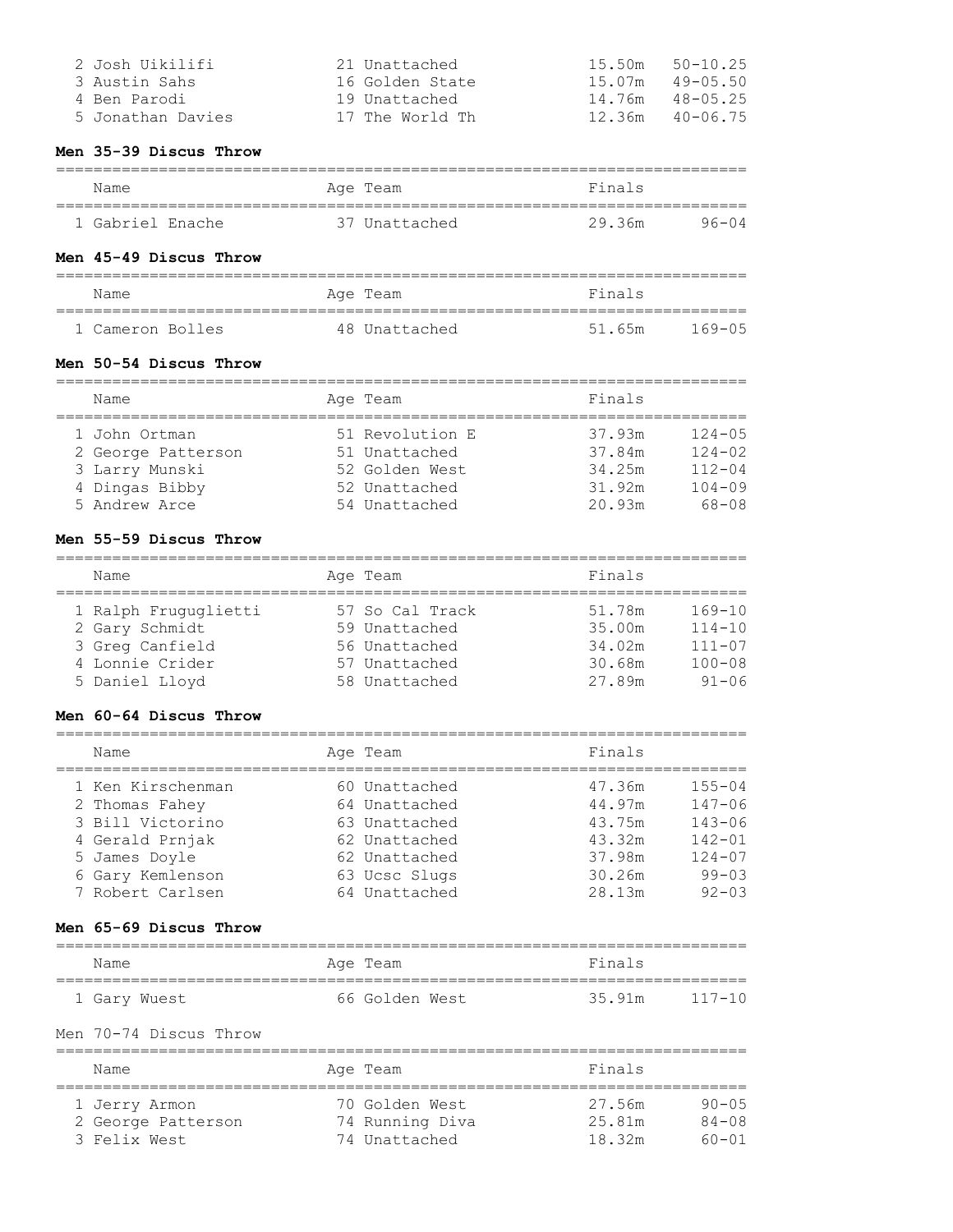| | Name | Age | Team | Finals | |
|---|---|---|---|---|---|
| 2 | Josh Uikilifi | 21 | Unattached | 15.50m | 50-10.25 |
| 3 | Austin Sahs | 16 | Golden State | 15.07m | 49-05.50 |
| 4 | Ben Parodi | 19 | Unattached | 14.76m | 48-05.25 |
| 5 | Jonathan Davies | 17 | The World Th | 12.36m | 40-06.75 |

**Men 35-39 Discus Throw**

| | Name | Age | Team | Finals | |
|---|---|---|---|---|---|
| 1 | Gabriel Enache | 37 | Unattached | 29.36m | 96-04 |

**Men 45-49 Discus Throw**

| | Name | Age | Team | Finals | |
|---|---|---|---|---|---|
| 1 | Cameron Bolles | 48 | Unattached | 51.65m | 169-05 |

**Men 50-54 Discus Throw**

| | Name | Age | Team | Finals | |
|---|---|---|---|---|---|
| 1 | John Ortman | 51 | Revolution E | 37.93m | 124-05 |
| 2 | George Patterson | 51 | Unattached | 37.84m | 124-02 |
| 3 | Larry Munski | 52 | Golden West | 34.25m | 112-04 |
| 4 | Dingas Bibby | 52 | Unattached | 31.92m | 104-09 |
| 5 | Andrew Arce | 54 | Unattached | 20.93m | 68-08 |

**Men 55-59 Discus Throw**

| | Name | Age | Team | Finals | |
|---|---|---|---|---|---|
| 1 | Ralph Fruguglietti | 57 | So Cal Track | 51.78m | 169-10 |
| 2 | Gary Schmidt | 59 | Unattached | 35.00m | 114-10 |
| 3 | Greg Canfield | 56 | Unattached | 34.02m | 111-07 |
| 4 | Lonnie Crider | 57 | Unattached | 30.68m | 100-08 |
| 5 | Daniel Lloyd | 58 | Unattached | 27.89m | 91-06 |

**Men 60-64 Discus Throw**

| | Name | Age | Team | Finals | |
|---|---|---|---|---|---|
| 1 | Ken Kirschenman | 60 | Unattached | 47.36m | 155-04 |
| 2 | Thomas Fahey | 64 | Unattached | 44.97m | 147-06 |
| 3 | Bill Victorino | 63 | Unattached | 43.75m | 143-06 |
| 4 | Gerald Prnjak | 62 | Unattached | 43.32m | 142-01 |
| 5 | James Doyle | 62 | Unattached | 37.98m | 124-07 |
| 6 | Gary Kemlenson | 63 | Ucsc Slugs | 30.26m | 99-03 |
| 7 | Robert Carlsen | 64 | Unattached | 28.13m | 92-03 |

**Men 65-69 Discus Throw**

| | Name | Age | Team | Finals | |
|---|---|---|---|---|---|
| 1 | Gary Wuest | 66 | Golden West | 35.91m | 117-10 |

Men 70-74 Discus Throw

| | Name | Age | Team | Finals | |
|---|---|---|---|---|---|
| 1 | Jerry Armon | 70 | Golden West | 27.56m | 90-05 |
| 2 | George Patterson | 74 | Running Diva | 25.81m | 84-08 |
| 3 | Felix West | 74 | Unattached | 18.32m | 60-01 |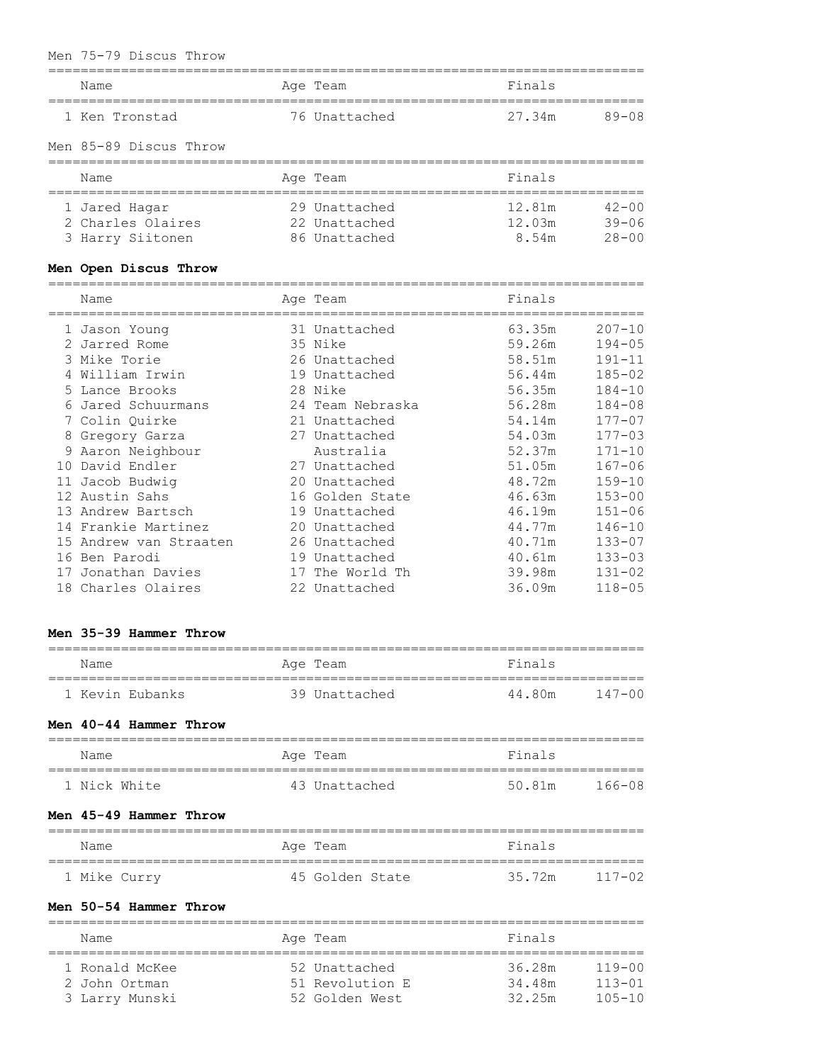Men 75-79 Discus Throw

| | Name | Age | Team | Finals | |
|---|---|---|---|---|---|
| 1 | Ken Tronstad | 76 | Unattached | 27.34m | 89-08 |

Men 85-89 Discus Throw

| | Name | Age | Team | Finals | |
|---|---|---|---|---|---|
| 1 | Jared Hagar | 29 | Unattached | 12.81m | 42-00 |
| 2 | Charles Olaires | 22 | Unattached | 12.03m | 39-06 |
| 3 | Harry Siitonen | 86 | Unattached | 8.54m | 28-00 |

**Men Open Discus Throw**

| | Name | Age | Team | Finals | |
|---|---|---|---|---|---|
| 1 | Jason Young | 31 | Unattached | 63.35m | 207-10 |
| 2 | Jarred Rome | 35 | Nike | 59.26m | 194-05 |
| 3 | Mike Torie | 26 | Unattached | 58.51m | 191-11 |
| 4 | William Irwin | 19 | Unattached | 56.44m | 185-02 |
| 5 | Lance Brooks | 28 | Nike | 56.35m | 184-10 |
| 6 | Jared Schuurmans | 24 | Team Nebraska | 56.28m | 184-08 |
| 7 | Colin Quirke | 21 | Unattached | 54.14m | 177-07 |
| 8 | Gregory Garza | 27 | Unattached | 54.03m | 177-03 |
| 9 | Aaron Neighbour | | Australia | 52.37m | 171-10 |
| 10 | David Endler | 27 | Unattached | 51.05m | 167-06 |
| 11 | Jacob Budwig | 20 | Unattached | 48.72m | 159-10 |
| 12 | Austin Sahs | 16 | Golden State | 46.63m | 153-00 |
| 13 | Andrew Bartsch | 19 | Unattached | 46.19m | 151-06 |
| 14 | Frankie Martinez | 20 | Unattached | 44.77m | 146-10 |
| 15 | Andrew van Straaten | 26 | Unattached | 40.71m | 133-07 |
| 16 | Ben Parodi | 19 | Unattached | 40.61m | 133-03 |
| 17 | Jonathan Davies | 17 | The World Th | 39.98m | 131-02 |
| 18 | Charles Olaires | 22 | Unattached | 36.09m | 118-05 |

**Men 35-39 Hammer Throw**

| | Name | Age | Team | Finals | |
|---|---|---|---|---|---|
| 1 | Kevin Eubanks | 39 | Unattached | 44.80m | 147-00 |

**Men 40-44 Hammer Throw**

| | Name | Age | Team | Finals | |
|---|---|---|---|---|---|
| 1 | Nick White | 43 | Unattached | 50.81m | 166-08 |

**Men 45-49 Hammer Throw**

| | Name | Age | Team | Finals | |
|---|---|---|---|---|---|
| 1 | Mike Curry | 45 | Golden State | 35.72m | 117-02 |

**Men 50-54 Hammer Throw**

| | Name | Age | Team | Finals | |
|---|---|---|---|---|---|
| 1 | Ronald McKee | 52 | Unattached | 36.28m | 119-00 |
| 2 | John Ortman | 51 | Revolution E | 34.48m | 113-01 |
| 3 | Larry Munski | 52 | Golden West | 32.25m | 105-10 |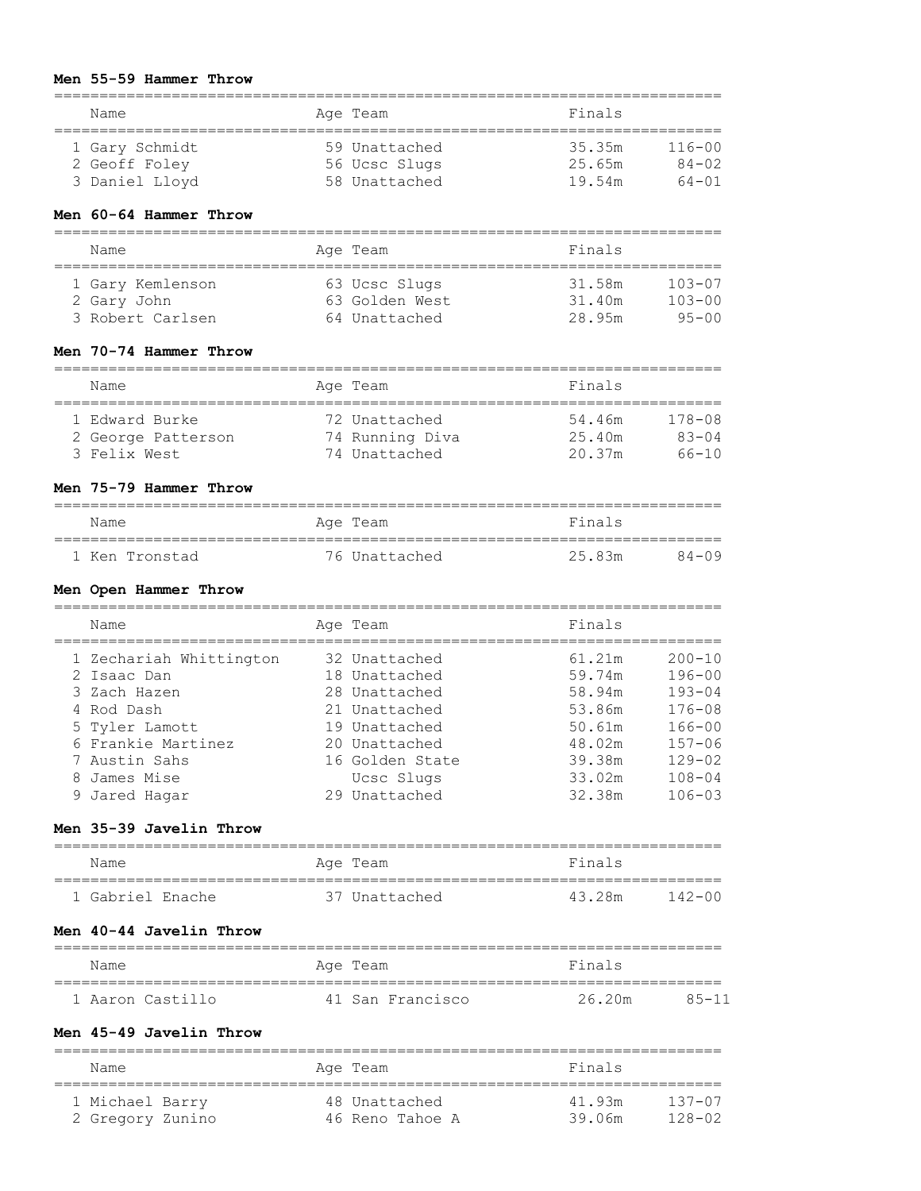**Men 55-59 Hammer Throw**

| | Name | Age | Team | Finals | |
|---|---|---|---|---|---|
| 1 | Gary Schmidt | 59 | Unattached | 35.35m | 116-00 |
| 2 | Geoff Foley | 56 | Ucsc Slugs | 25.65m | 84-02 |
| 3 | Daniel Lloyd | 58 | Unattached | 19.54m | 64-01 |

**Men 60-64 Hammer Throw**

| | Name | Age | Team | Finals | |
|---|---|---|---|---|---|
| 1 | Gary Kemlenson | 63 | Ucsc Slugs | 31.58m | 103-07 |
| 2 | Gary John | 63 | Golden West | 31.40m | 103-00 |
| 3 | Robert Carlsen | 64 | Unattached | 28.95m | 95-00 |

**Men 70-74 Hammer Throw**

| | Name | Age | Team | Finals | |
|---|---|---|---|---|---|
| 1 | Edward Burke | 72 | Unattached | 54.46m | 178-08 |
| 2 | George Patterson | 74 | Running Diva | 25.40m | 83-04 |
| 3 | Felix West | 74 | Unattached | 20.37m | 66-10 |

**Men 75-79 Hammer Throw**

| | Name | Age | Team | Finals | |
|---|---|---|---|---|---|
| 1 | Ken Tronstad | 76 | Unattached | 25.83m | 84-09 |

**Men Open Hammer Throw**

| | Name | Age | Team | Finals | |
|---|---|---|---|---|---|
| 1 | Zechariah Whittington | 32 | Unattached | 61.21m | 200-10 |
| 2 | Isaac Dan | 18 | Unattached | 59.74m | 196-00 |
| 3 | Zach Hazen | 28 | Unattached | 58.94m | 193-04 |
| 4 | Rod Dash | 21 | Unattached | 53.86m | 176-08 |
| 5 | Tyler Lamott | 19 | Unattached | 50.61m | 166-00 |
| 6 | Frankie Martinez | 20 | Unattached | 48.02m | 157-06 |
| 7 | Austin Sahs | 16 | Golden State | 39.38m | 129-02 |
| 8 | James Mise | | Ucsc Slugs | 33.02m | 108-04 |
| 9 | Jared Hagar | 29 | Unattached | 32.38m | 106-03 |

**Men 35-39 Javelin Throw**

| | Name | Age | Team | Finals | |
|---|---|---|---|---|---|
| 1 | Gabriel Enache | 37 | Unattached | 43.28m | 142-00 |

**Men 40-44 Javelin Throw**

| | Name | Age | Team | Finals | |
|---|---|---|---|---|---|
| 1 | Aaron Castillo | 41 | San Francisco | 26.20m | 85-11 |

**Men 45-49 Javelin Throw**

| | Name | Age | Team | Finals | |
|---|---|---|---|---|---|
| 1 | Michael Barry | 48 | Unattached | 41.93m | 137-07 |
| 2 | Gregory Zunino | 46 | Reno Tahoe A | 39.06m | 128-02 |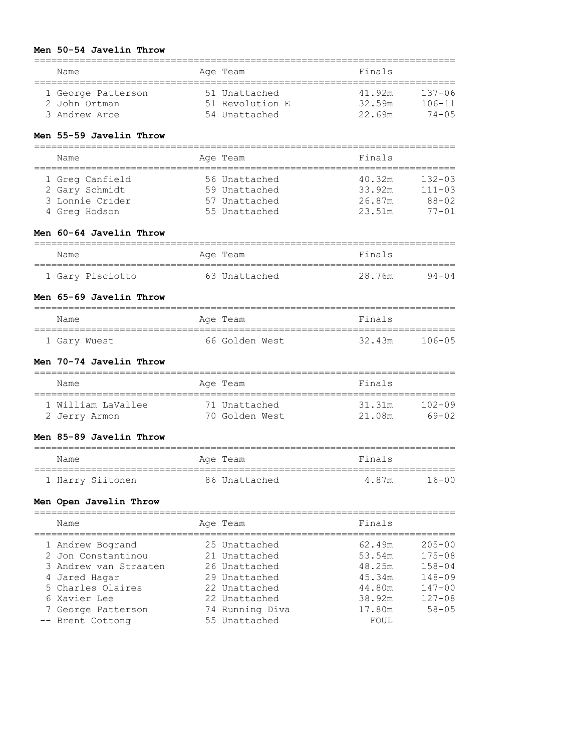**Men 50-54 Javelin Throw**

| | Name | Age | Team | Finals | |
|---|---|---|---|---|---|
| 1 | George Patterson | 51 | Unattached | 41.92m | 137-06 |
| 2 | John Ortman | 51 | Revolution E | 32.59m | 106-11 |
| 3 | Andrew Arce | 54 | Unattached | 22.69m | 74-05 |

**Men 55-59 Javelin Throw**

| | Name | Age | Team | Finals | |
|---|---|---|---|---|---|
| 1 | Greg Canfield | 56 | Unattached | 40.32m | 132-03 |
| 2 | Gary Schmidt | 59 | Unattached | 33.92m | 111-03 |
| 3 | Lonnie Crider | 57 | Unattached | 26.87m | 88-02 |
| 4 | Greg Hodson | 55 | Unattached | 23.51m | 77-01 |

**Men 60-64 Javelin Throw**

| | Name | Age | Team | Finals | |
|---|---|---|---|---|---|
| 1 | Gary Pisciotto | 63 | Unattached | 28.76m | 94-04 |

**Men 65-69 Javelin Throw**

| | Name | Age | Team | Finals | |
|---|---|---|---|---|---|
| 1 | Gary Wuest | 66 | Golden West | 32.43m | 106-05 |

**Men 70-74 Javelin Throw**

| | Name | Age | Team | Finals | |
|---|---|---|---|---|---|
| 1 | William LaVallee | 71 | Unattached | 31.31m | 102-09 |
| 2 | Jerry Armon | 70 | Golden West | 21.08m | 69-02 |

**Men 85-89 Javelin Throw**

| | Name | Age | Team | Finals | |
|---|---|---|---|---|---|
| 1 | Harry Siitonen | 86 | Unattached | 4.87m | 16-00 |

**Men Open Javelin Throw**

| | Name | Age | Team | Finals | |
|---|---|---|---|---|---|
| 1 | Andrew Bogrand | 25 | Unattached | 62.49m | 205-00 |
| 2 | Jon Constantinou | 21 | Unattached | 53.54m | 175-08 |
| 3 | Andrew van Straaten | 26 | Unattached | 48.25m | 158-04 |
| 4 | Jared Hagar | 29 | Unattached | 45.34m | 148-09 |
| 5 | Charles Olaires | 22 | Unattached | 44.80m | 147-00 |
| 6 | Xavier Lee | 22 | Unattached | 38.92m | 127-08 |
| 7 | George Patterson | 74 | Running Diva | 17.80m | 58-05 |
| -- | Brent Cottong | 55 | Unattached | FOUL | |